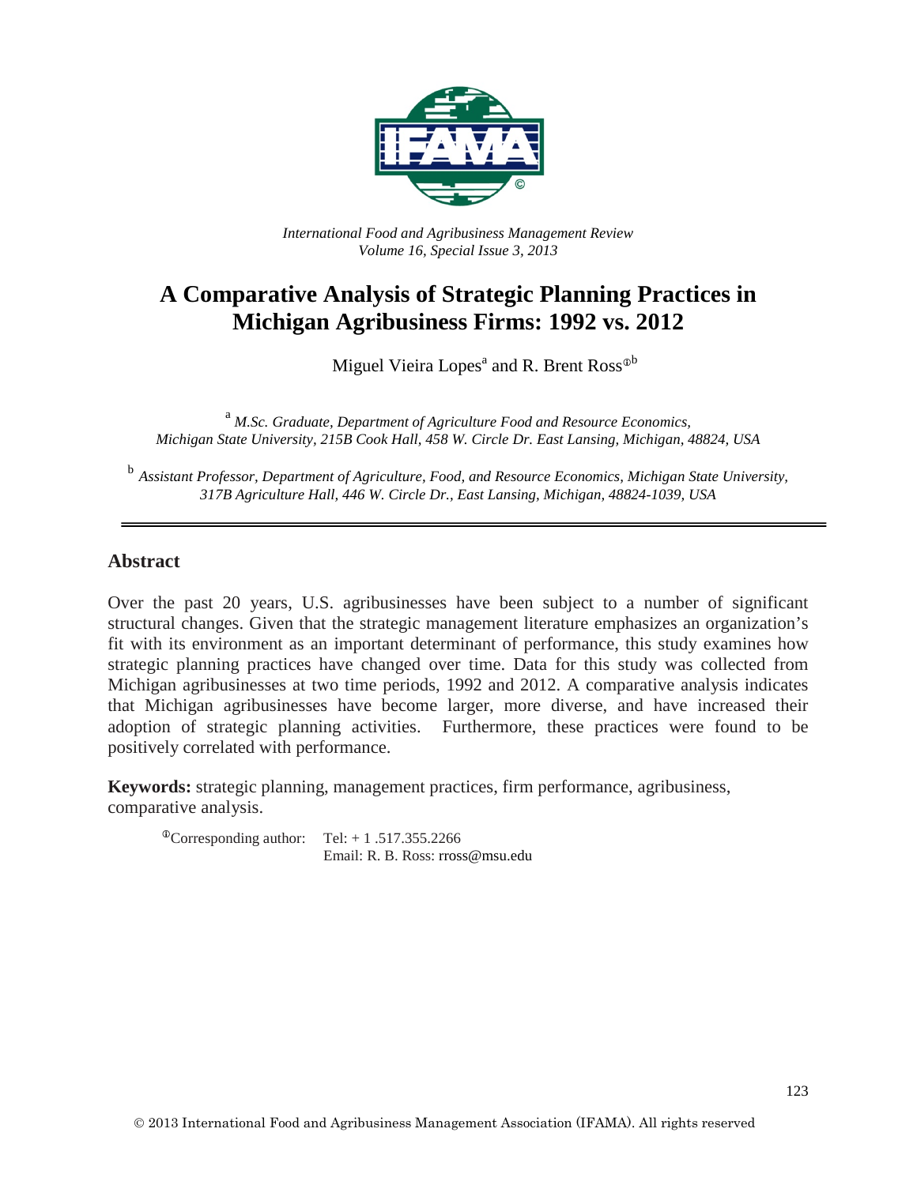*International Food and Agribusiness Management Review*
*Volume 16, Special Issue 3, 2013*

# A Comparative Analysis of Strategic Planning Practices in Michigan Agribusiness Firms: 1992 vs. 2012

Miguel Vieira Lopes[a] and R. Brent Ross[ⓘb]

[a] *M.Sc. Graduate, Department of Agriculture Food and Resource Economics, Michigan State University, 215B Cook Hall, 458 W. Circle Dr. East Lansing, Michigan, 48824, USA*

[b] *Assistant Professor, Department of Agriculture, Food, and Resource Economics, Michigan State University, 317B Agriculture Hall, 446 W. Circle Dr., East Lansing, Michigan, 48824-1039, USA*

## Abstract

Over the past 20 years, U.S. agribusinesses have been subject to a number of significant structural changes. Given that the strategic management literature emphasizes an organization's fit with its environment as an important determinant of performance, this study examines how strategic planning practices have changed over time. Data for this study was collected from Michigan agribusinesses at two time periods, 1992 and 2012. A comparative analysis indicates that Michigan agribusinesses have become larger, more diverse, and have increased their adoption of strategic planning activities. Furthermore, these practices were found to be positively correlated with performance.

**Keywords:** strategic planning, management practices, firm performance, agribusiness, comparative analysis.

[ⓘ]Corresponding author: Tel: + 1 .517.355.2266
Email: R. B. Ross: rross@msu.edu

© 2013 International Food and Agribusiness Management Association (IFAMA). All rights reserved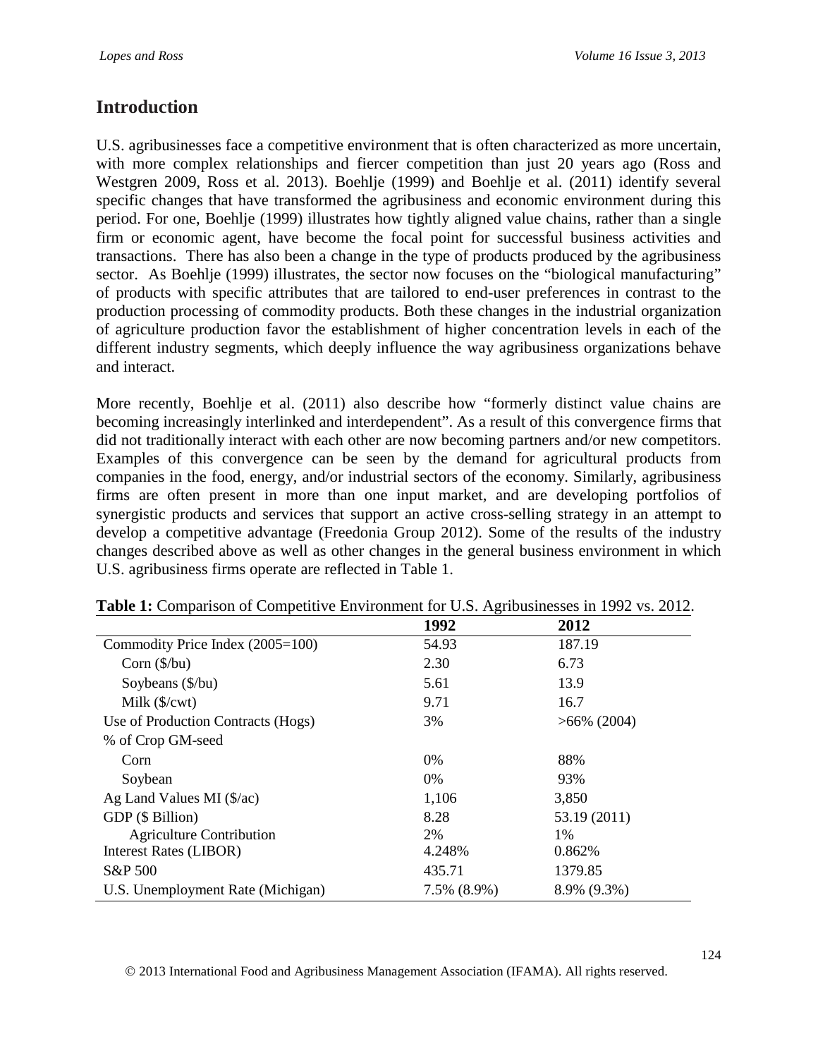## Introduction

U.S. agribusinesses face a competitive environment that is often characterized as more uncertain, with more complex relationships and fiercer competition than just 20 years ago (Ross and Westgren 2009, Ross et al. 2013). Boehlje (1999) and Boehlje et al. (2011) identify several specific changes that have transformed the agribusiness and economic environment during this period. For one, Boehlje (1999) illustrates how tightly aligned value chains, rather than a single firm or economic agent, have become the focal point for successful business activities and transactions. There has also been a change in the type of products produced by the agribusiness sector. As Boehlje (1999) illustrates, the sector now focuses on the "biological manufacturing" of products with specific attributes that are tailored to end-user preferences in contrast to the production processing of commodity products. Both these changes in the industrial organization of agriculture production favor the establishment of higher concentration levels in each of the different industry segments, which deeply influence the way agribusiness organizations behave and interact.

More recently, Boehlje et al. (2011) also describe how "formerly distinct value chains are becoming increasingly interlinked and interdependent". As a result of this convergence firms that did not traditionally interact with each other are now becoming partners and/or new competitors. Examples of this convergence can be seen by the demand for agricultural products from companies in the food, energy, and/or industrial sectors of the economy. Similarly, agribusiness firms are often present in more than one input market, and are developing portfolios of synergistic products and services that support an active cross-selling strategy in an attempt to develop a competitive advantage (Freedonia Group 2012). Some of the results of the industry changes described above as well as other changes in the general business environment in which U.S. agribusiness firms operate are reflected in Table 1.

**Table 1:** Comparison of Competitive Environment for U.S. Agribusinesses in 1992 vs. 2012.

| | 1992 | 2012 |
|---|---|---|
| Commodity Price Index (2005=100) | 54.93 | 187.19 |
| Corn ($/bu) | 2.30 | 6.73 |
| Soybeans ($/bu) | 5.61 | 13.9 |
| Milk ($/cwt) | 9.71 | 16.7 |
| Use of Production Contracts (Hogs) | 3% | >66% (2004) |
| % of Crop GM-seed | | |
| Corn | 0% | 88% |
| Soybean | 0% | 93% |
| Ag Land Values MI ($/ac) | 1,106 | 3,850 |
| GDP ($ Billion) | 8.28 | 53.19 (2011) |
| Agriculture Contribution | 2% | 1% |
| Interest Rates (LIBOR) | 4.248% | 0.862% |
| S&P 500 | 435.71 | 1379.85 |
| U.S. Unemployment Rate (Michigan) | 7.5% (8.9%) | 8.9% (9.3%) |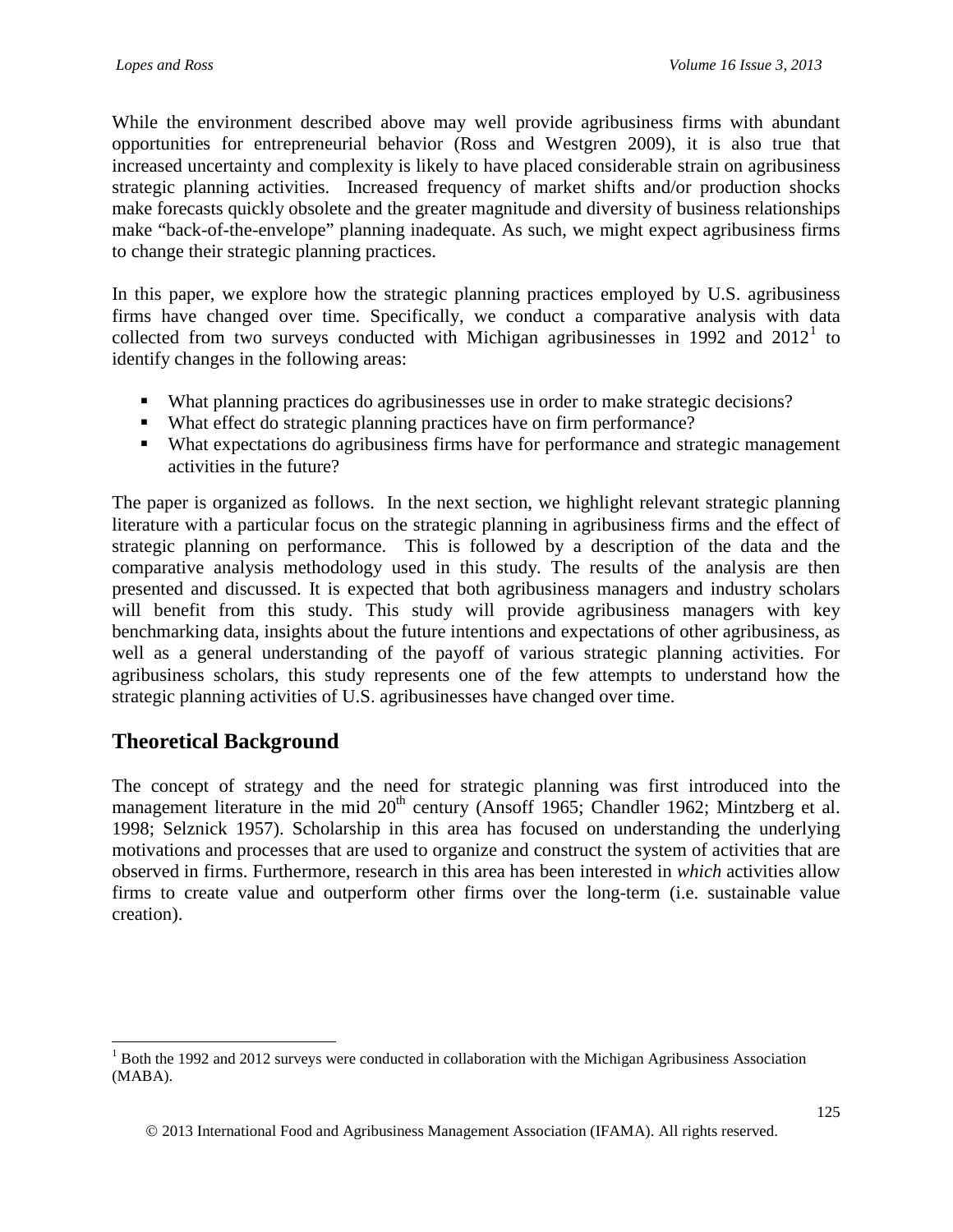While the environment described above may well provide agribusiness firms with abundant opportunities for entrepreneurial behavior (Ross and Westgren 2009), it is also true that increased uncertainty and complexity is likely to have placed considerable strain on agribusiness strategic planning activities. Increased frequency of market shifts and/or production shocks make forecasts quickly obsolete and the greater magnitude and diversity of business relationships make "back-of-the-envelope" planning inadequate. As such, we might expect agribusiness firms to change their strategic planning practices.

In this paper, we explore how the strategic planning practices employed by U.S. agribusiness firms have changed over time. Specifically, we conduct a comparative analysis with data collected from two surveys conducted with Michigan agribusinesses in 1992 and 2012[1] to identify changes in the following areas:

- What planning practices do agribusinesses use in order to make strategic decisions?
- What effect do strategic planning practices have on firm performance?
- What expectations do agribusiness firms have for performance and strategic management activities in the future?

The paper is organized as follows. In the next section, we highlight relevant strategic planning literature with a particular focus on the strategic planning in agribusiness firms and the effect of strategic planning on performance. This is followed by a description of the data and the comparative analysis methodology used in this study. The results of the analysis are then presented and discussed. It is expected that both agribusiness managers and industry scholars will benefit from this study. This study will provide agribusiness managers with key benchmarking data, insights about the future intentions and expectations of other agribusiness, as well as a general understanding of the payoff of various strategic planning activities. For agribusiness scholars, this study represents one of the few attempts to understand how the strategic planning activities of U.S. agribusinesses have changed over time.

## Theoretical Background

The concept of strategy and the need for strategic planning was first introduced into the management literature in the mid 20th century (Ansoff 1965; Chandler 1962; Mintzberg et al. 1998; Selznick 1957). Scholarship in this area has focused on understanding the underlying motivations and processes that are used to organize and construct the system of activities that are observed in firms. Furthermore, research in this area has been interested in *which* activities allow firms to create value and outperform other firms over the long-term (i.e. sustainable value creation).

[1] Both the 1992 and 2012 surveys were conducted in collaboration with the Michigan Agribusiness Association (MABA).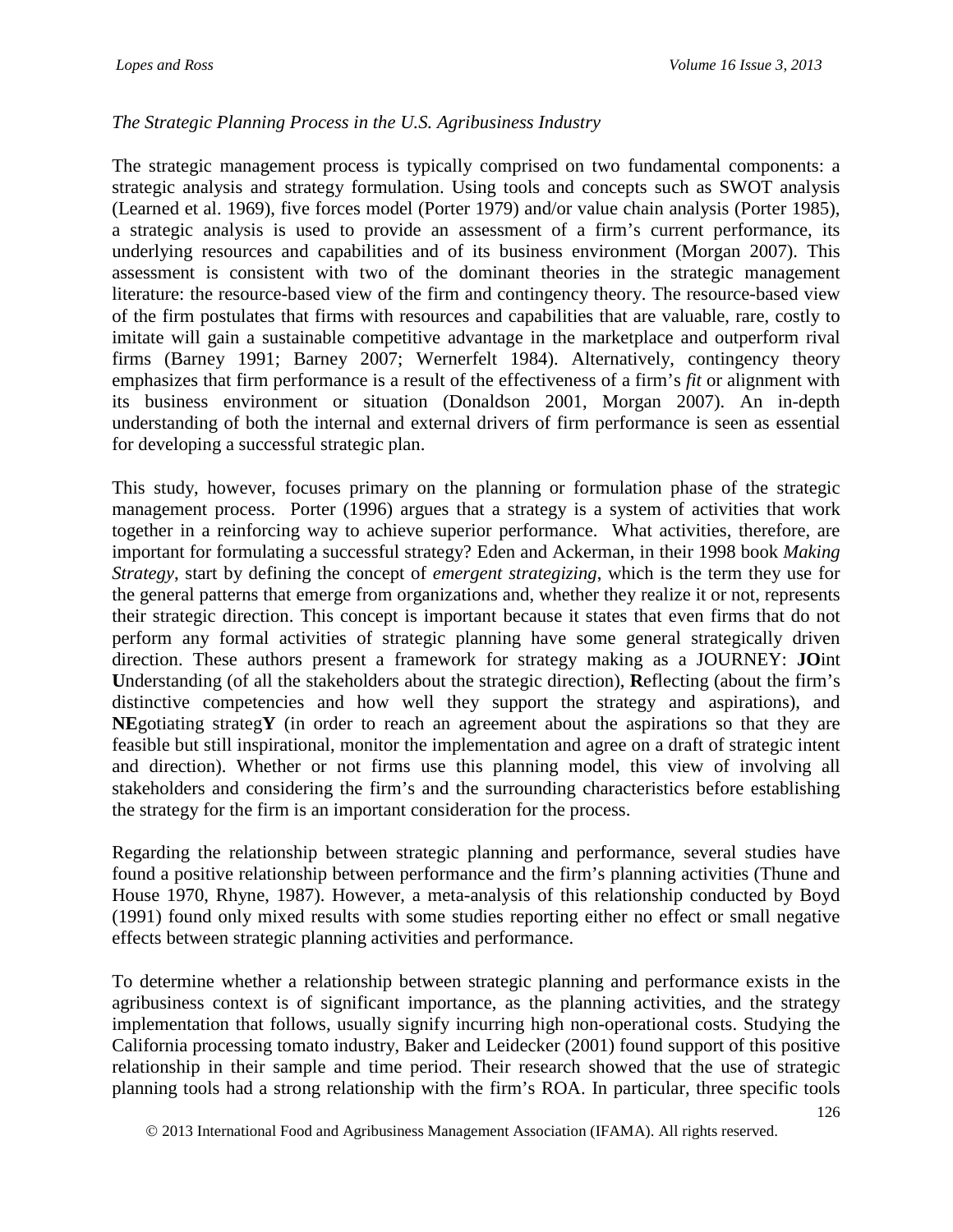*The Strategic Planning Process in the U.S. Agribusiness Industry*

The strategic management process is typically comprised on two fundamental components: a strategic analysis and strategy formulation. Using tools and concepts such as SWOT analysis (Learned et al. 1969), five forces model (Porter 1979) and/or value chain analysis (Porter 1985), a strategic analysis is used to provide an assessment of a firm's current performance, its underlying resources and capabilities and of its business environment (Morgan 2007). This assessment is consistent with two of the dominant theories in the strategic management literature: the resource-based view of the firm and contingency theory. The resource-based view of the firm postulates that firms with resources and capabilities that are valuable, rare, costly to imitate will gain a sustainable competitive advantage in the marketplace and outperform rival firms (Barney 1991; Barney 2007; Wernerfelt 1984). Alternatively, contingency theory emphasizes that firm performance is a result of the effectiveness of a firm's *fit* or alignment with its business environment or situation (Donaldson 2001, Morgan 2007). An in-depth understanding of both the internal and external drivers of firm performance is seen as essential for developing a successful strategic plan.

This study, however, focuses primary on the planning or formulation phase of the strategic management process. Porter (1996) argues that a strategy is a system of activities that work together in a reinforcing way to achieve superior performance. What activities, therefore, are important for formulating a successful strategy? Eden and Ackerman, in their 1998 book *Making Strategy*, start by defining the concept of *emergent strategizing*, which is the term they use for the general patterns that emerge from organizations and, whether they realize it or not, represents their strategic direction. This concept is important because it states that even firms that do not perform any formal activities of strategic planning have some general strategically driven direction. These authors present a framework for strategy making as a JOURNEY: **JO**int **U**nderstanding (of all the stakeholders about the strategic direction), **R**eflecting (about the firm's distinctive competencies and how well they support the strategy and aspirations), and **NE**gotiating strateg**Y** (in order to reach an agreement about the aspirations so that they are feasible but still inspirational, monitor the implementation and agree on a draft of strategic intent and direction). Whether or not firms use this planning model, this view of involving all stakeholders and considering the firm's and the surrounding characteristics before establishing the strategy for the firm is an important consideration for the process.

Regarding the relationship between strategic planning and performance, several studies have found a positive relationship between performance and the firm's planning activities (Thune and House 1970, Rhyne, 1987). However, a meta-analysis of this relationship conducted by Boyd (1991) found only mixed results with some studies reporting either no effect or small negative effects between strategic planning activities and performance.

To determine whether a relationship between strategic planning and performance exists in the agribusiness context is of significant importance, as the planning activities, and the strategy implementation that follows, usually signify incurring high non-operational costs. Studying the California processing tomato industry, Baker and Leidecker (2001) found support of this positive relationship in their sample and time period. Their research showed that the use of strategic planning tools had a strong relationship with the firm's ROA. In particular, three specific tools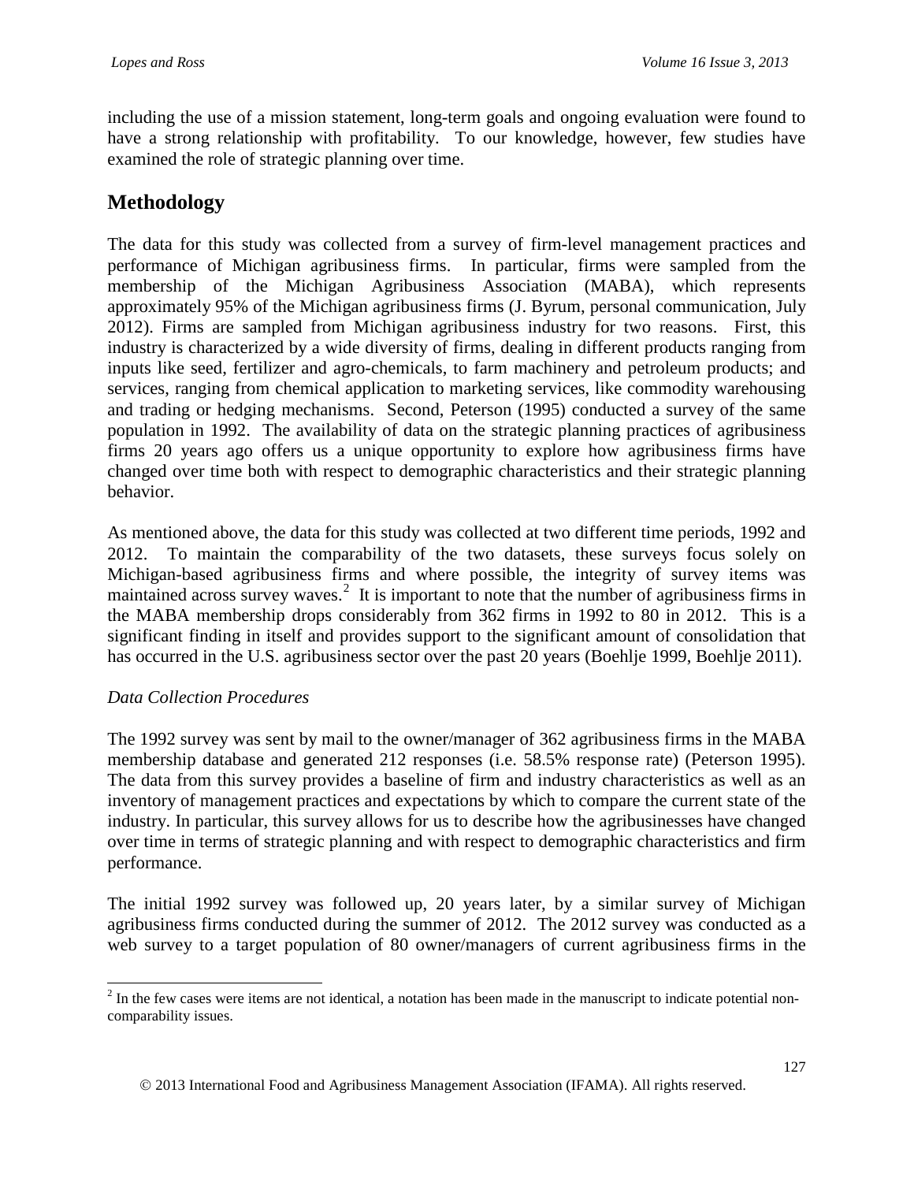including the use of a mission statement, long-term goals and ongoing evaluation were found to have a strong relationship with profitability. To our knowledge, however, few studies have examined the role of strategic planning over time.

## Methodology

The data for this study was collected from a survey of firm-level management practices and performance of Michigan agribusiness firms. In particular, firms were sampled from the membership of the Michigan Agribusiness Association (MABA), which represents approximately 95% of the Michigan agribusiness firms (J. Byrum, personal communication, July 2012). Firms are sampled from Michigan agribusiness industry for two reasons. First, this industry is characterized by a wide diversity of firms, dealing in different products ranging from inputs like seed, fertilizer and agro-chemicals, to farm machinery and petroleum products; and services, ranging from chemical application to marketing services, like commodity warehousing and trading or hedging mechanisms. Second, Peterson (1995) conducted a survey of the same population in 1992. The availability of data on the strategic planning practices of agribusiness firms 20 years ago offers us a unique opportunity to explore how agribusiness firms have changed over time both with respect to demographic characteristics and their strategic planning behavior.

As mentioned above, the data for this study was collected at two different time periods, 1992 and 2012. To maintain the comparability of the two datasets, these surveys focus solely on Michigan-based agribusiness firms and where possible, the integrity of survey items was maintained across survey waves.[2] It is important to note that the number of agribusiness firms in the MABA membership drops considerably from 362 firms in 1992 to 80 in 2012. This is a significant finding in itself and provides support to the significant amount of consolidation that has occurred in the U.S. agribusiness sector over the past 20 years (Boehlje 1999, Boehlje 2011).

### *Data Collection Procedures*

The 1992 survey was sent by mail to the owner/manager of 362 agribusiness firms in the MABA membership database and generated 212 responses (i.e. 58.5% response rate) (Peterson 1995). The data from this survey provides a baseline of firm and industry characteristics as well as an inventory of management practices and expectations by which to compare the current state of the industry. In particular, this survey allows for us to describe how the agribusinesses have changed over time in terms of strategic planning and with respect to demographic characteristics and firm performance.

The initial 1992 survey was followed up, 20 years later, by a similar survey of Michigan agribusiness firms conducted during the summer of 2012. The 2012 survey was conducted as a web survey to a target population of 80 owner/managers of current agribusiness firms in the

[2] In the few cases were items are not identical, a notation has been made in the manuscript to indicate potential non-comparability issues.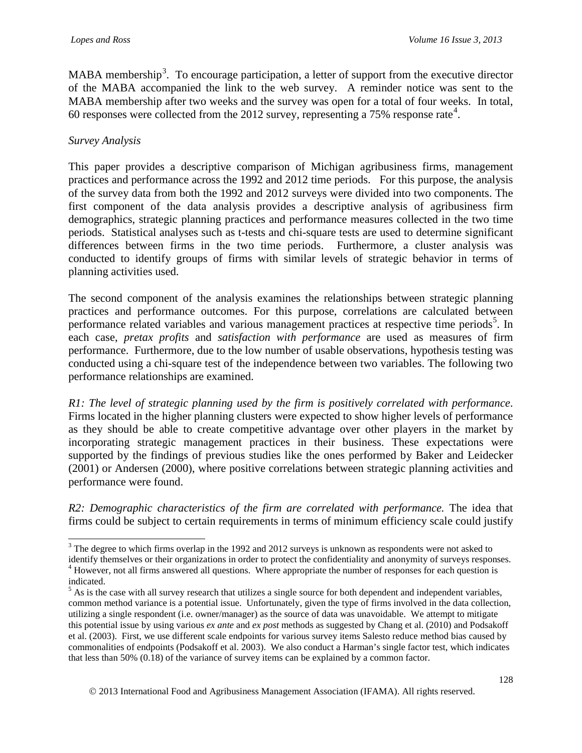MABA membership[3]. To encourage participation, a letter of support from the executive director of the MABA accompanied the link to the web survey. A reminder notice was sent to the MABA membership after two weeks and the survey was open for a total of four weeks. In total, 60 responses were collected from the 2012 survey, representing a 75% response rate[4].

*Survey Analysis*

This paper provides a descriptive comparison of Michigan agribusiness firms, management practices and performance across the 1992 and 2012 time periods. For this purpose, the analysis of the survey data from both the 1992 and 2012 surveys were divided into two components. The first component of the data analysis provides a descriptive analysis of agribusiness firm demographics, strategic planning practices and performance measures collected in the two time periods. Statistical analyses such as t-tests and chi-square tests are used to determine significant differences between firms in the two time periods. Furthermore, a cluster analysis was conducted to identify groups of firms with similar levels of strategic behavior in terms of planning activities used.

The second component of the analysis examines the relationships between strategic planning practices and performance outcomes. For this purpose, correlations are calculated between performance related variables and various management practices at respective time periods[5]. In each case, *pretax profits* and *satisfaction with performance* are used as measures of firm performance. Furthermore, due to the low number of usable observations, hypothesis testing was conducted using a chi-square test of the independence between two variables. The following two performance relationships are examined.

*R1: The level of strategic planning used by the firm is positively correlated with performance*. Firms located in the higher planning clusters were expected to show higher levels of performance as they should be able to create competitive advantage over other players in the market by incorporating strategic management practices in their business. These expectations were supported by the findings of previous studies like the ones performed by Baker and Leidecker (2001) or Andersen (2000), where positive correlations between strategic planning activities and performance were found.

*R2: Demographic characteristics of the firm are correlated with performance.* The idea that firms could be subject to certain requirements in terms of minimum efficiency scale could justify

---

[3] The degree to which firms overlap in the 1992 and 2012 surveys is unknown as respondents were not asked to identify themselves or their organizations in order to protect the confidentiality and anonymity of surveys responses.

[4] However, not all firms answered all questions. Where appropriate the number of responses for each question is indicated.

[5] As is the case with all survey research that utilizes a single source for both dependent and independent variables, common method variance is a potential issue. Unfortunately, given the type of firms involved in the data collection, utilizing a single respondent (i.e. owner/manager) as the source of data was unavoidable. We attempt to mitigate this potential issue by using various *ex ante* and *ex post* methods as suggested by Chang et al. (2010) and Podsakoff et al. (2003). First, we use different scale endpoints for various survey items Salesto reduce method bias caused by commonalities of endpoints (Podsakoff et al. 2003). We also conduct a Harman's single factor test, which indicates that less than 50% (0.18) of the variance of survey items can be explained by a common factor.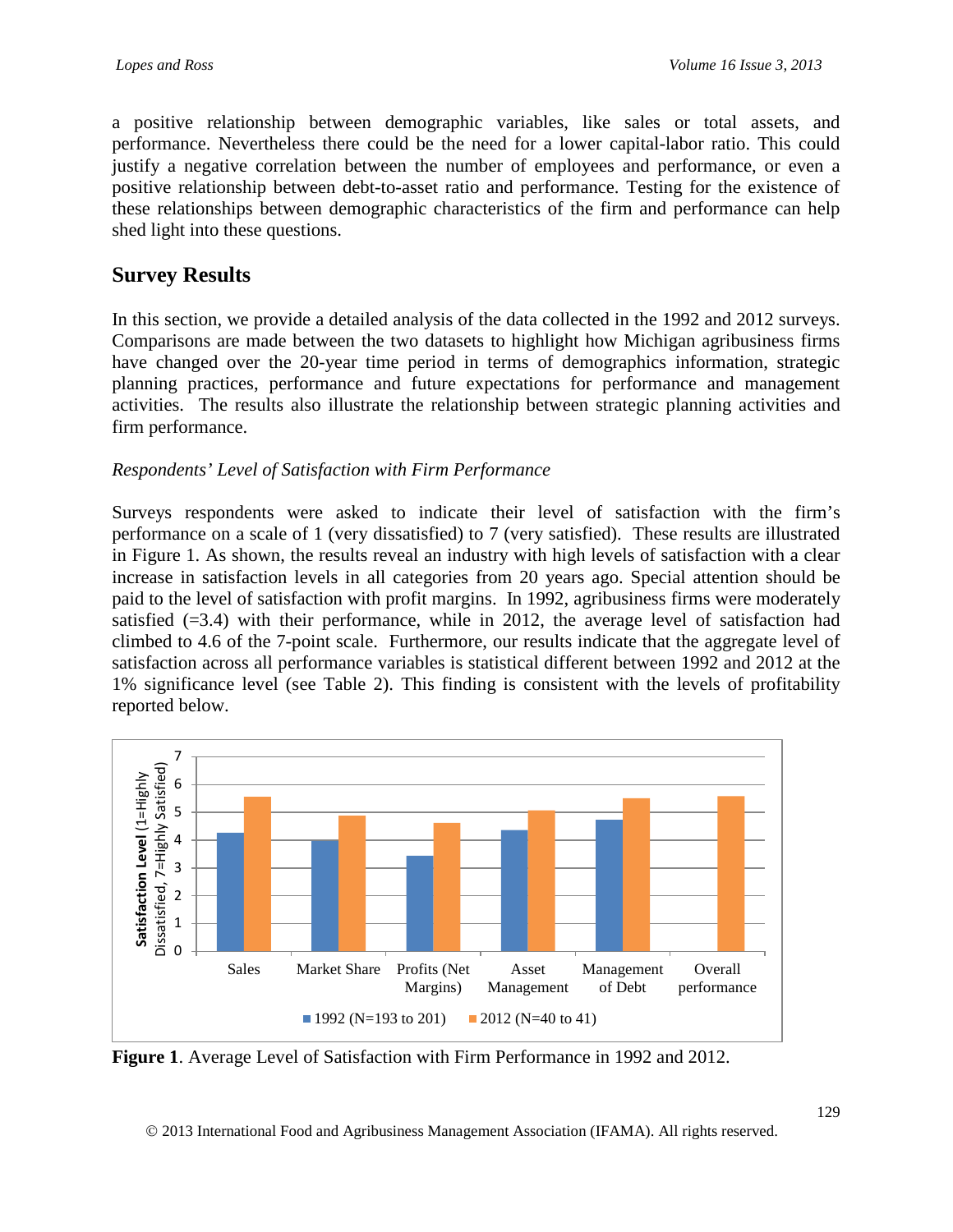a positive relationship between demographic variables, like sales or total assets, and performance. Nevertheless there could be the need for a lower capital-labor ratio. This could justify a negative correlation between the number of employees and performance, or even a positive relationship between debt-to-asset ratio and performance. Testing for the existence of these relationships between demographic characteristics of the firm and performance can help shed light into these questions.

## Survey Results

In this section, we provide a detailed analysis of the data collected in the 1992 and 2012 surveys. Comparisons are made between the two datasets to highlight how Michigan agribusiness firms have changed over the 20-year time period in terms of demographics information, strategic planning practices, performance and future expectations for performance and management activities. The results also illustrate the relationship between strategic planning activities and firm performance.

*Respondents' Level of Satisfaction with Firm Performance*

Surveys respondents were asked to indicate their level of satisfaction with the firm's performance on a scale of 1 (very dissatisfied) to 7 (very satisfied). These results are illustrated in Figure 1. As shown, the results reveal an industry with high levels of satisfaction with a clear increase in satisfaction levels in all categories from 20 years ago. Special attention should be paid to the level of satisfaction with profit margins. In 1992, agribusiness firms were moderately satisfied (=3.4) with their performance, while in 2012, the average level of satisfaction had climbed to 4.6 of the 7-point scale. Furthermore, our results indicate that the aggregate level of satisfaction across all performance variables is statistical different between 1992 and 2012 at the 1% significance level (see Table 2). This finding is consistent with the levels of profitability reported below.

**Figure 1**. Average Level of Satisfaction with Firm Performance in 1992 and 2012.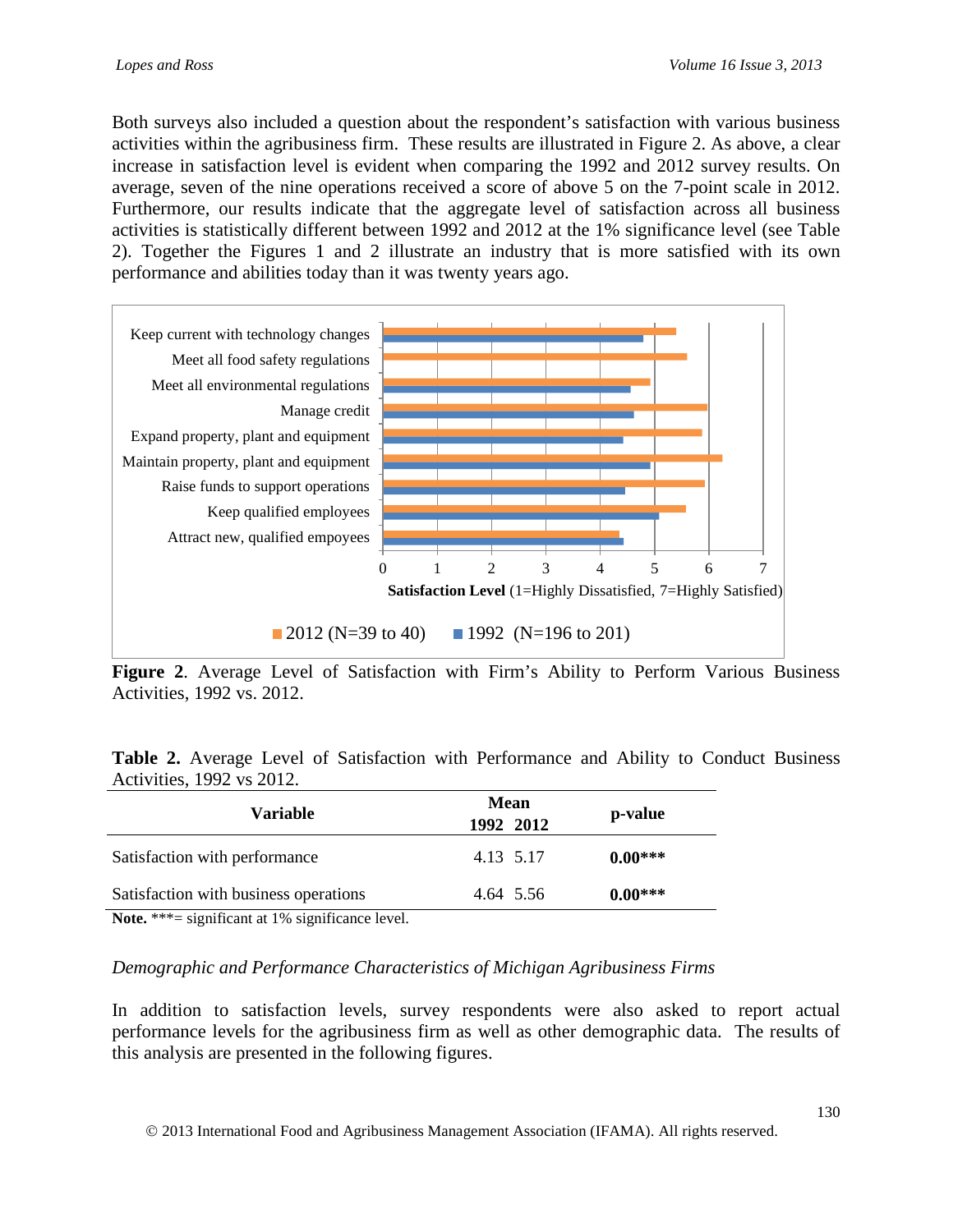Both surveys also included a question about the respondent's satisfaction with various business activities within the agribusiness firm. These results are illustrated in Figure 2. As above, a clear increase in satisfaction level is evident when comparing the 1992 and 2012 survey results. On average, seven of the nine operations received a score of above 5 on the 7-point scale in 2012. Furthermore, our results indicate that the aggregate level of satisfaction across all business activities is statistically different between 1992 and 2012 at the 1% significance level (see Table 2). Together the Figures 1 and 2 illustrate an industry that is more satisfied with its own performance and abilities today than it was twenty years ago.

**Figure 2**. Average Level of Satisfaction with Firm's Ability to Perform Various Business Activities, 1992 vs. 2012.

**Table 2.** Average Level of Satisfaction with Performance and Ability to Conduct Business Activities, 1992 vs 2012.

| Variable | Mean 1992 | Mean 2012 | p-value |
|---|---|---|---|
| Satisfaction with performance | 4.13 | 5.17 | **0.00*** ** |
| Satisfaction with business operations | 4.64 | 5.56 | **0.00*** ** |

**Note.** ***= significant at 1% significance level.

*Demographic and Performance Characteristics of Michigan Agribusiness Firms*

In addition to satisfaction levels, survey respondents were also asked to report actual performance levels for the agribusiness firm as well as other demographic data. The results of this analysis are presented in the following figures.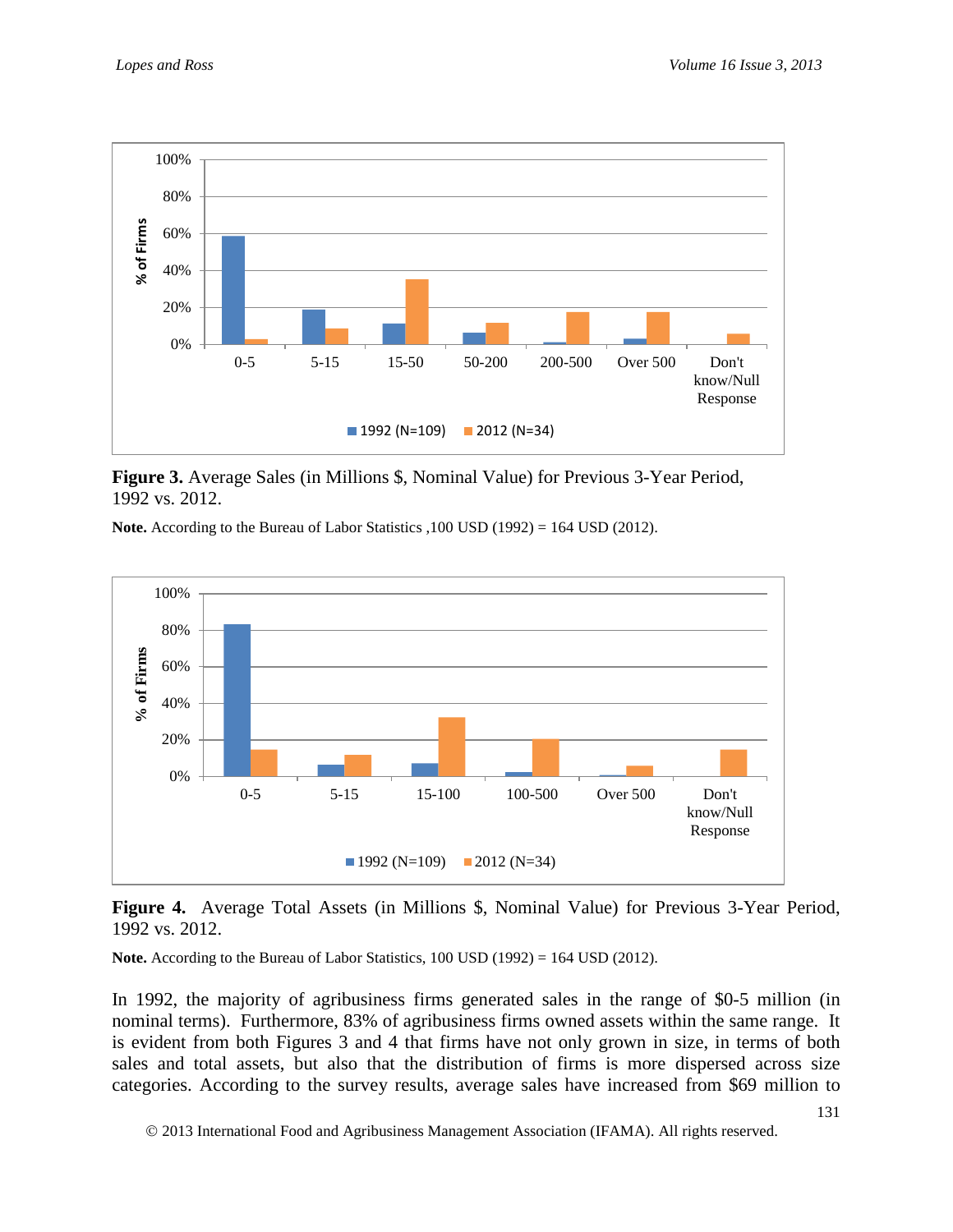**Figure 3.** Average Sales (in Millions $, Nominal Value) for Previous 3-Year Period, 1992 vs. 2012.

**Note.** According to the Bureau of Labor Statistics ,100 USD (1992) = 164 USD (2012).

**Figure 4.** Average Total Assets (in Millions $, Nominal Value) for Previous 3-Year Period, 1992 vs. 2012.

**Note.** According to the Bureau of Labor Statistics, 100 USD (1992) = 164 USD (2012).

In 1992, the majority of agribusiness firms generated sales in the range of $0-5 million (in nominal terms). Furthermore, 83% of agribusiness firms owned assets within the same range. It is evident from both Figures 3 and 4 that firms have not only grown in size, in terms of both sales and total assets, but also that the distribution of firms is more dispersed across size categories. According to the survey results, average sales have increased from $69 million to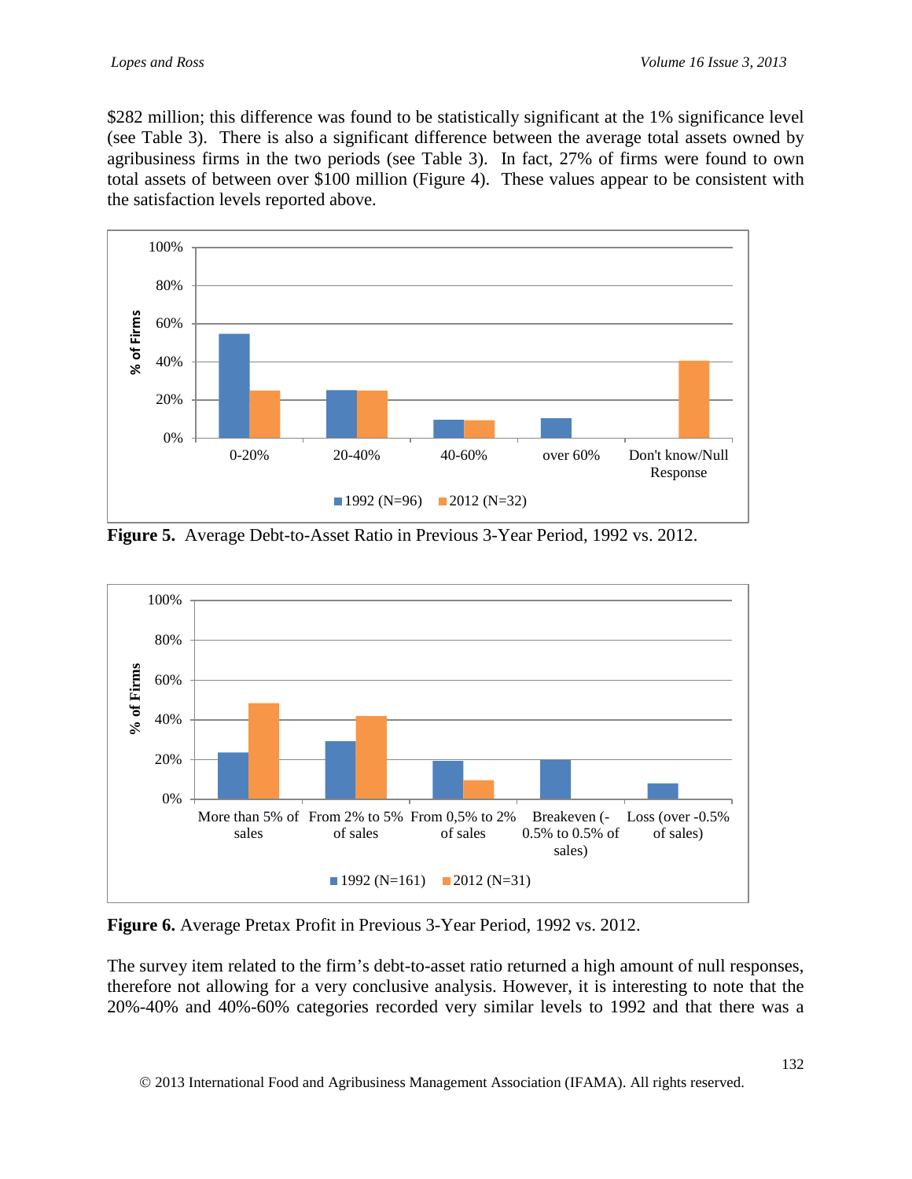$282 million; this difference was found to be statistically significant at the 1% significance level (see Table 3). There is also a significant difference between the average total assets owned by agribusiness firms in the two periods (see Table 3). In fact, 27% of firms were found to own total assets of between over $100 million (Figure 4). These values appear to be consistent with the satisfaction levels reported above.

**Figure 5.** Average Debt-to-Asset Ratio in Previous 3-Year Period, 1992 vs. 2012.

**Figure 6.** Average Pretax Profit in Previous 3-Year Period, 1992 vs. 2012.

The survey item related to the firm's debt-to-asset ratio returned a high amount of null responses, therefore not allowing for a very conclusive analysis. However, it is interesting to note that the 20%-40% and 40%-60% categories recorded very similar levels to 1992 and that there was a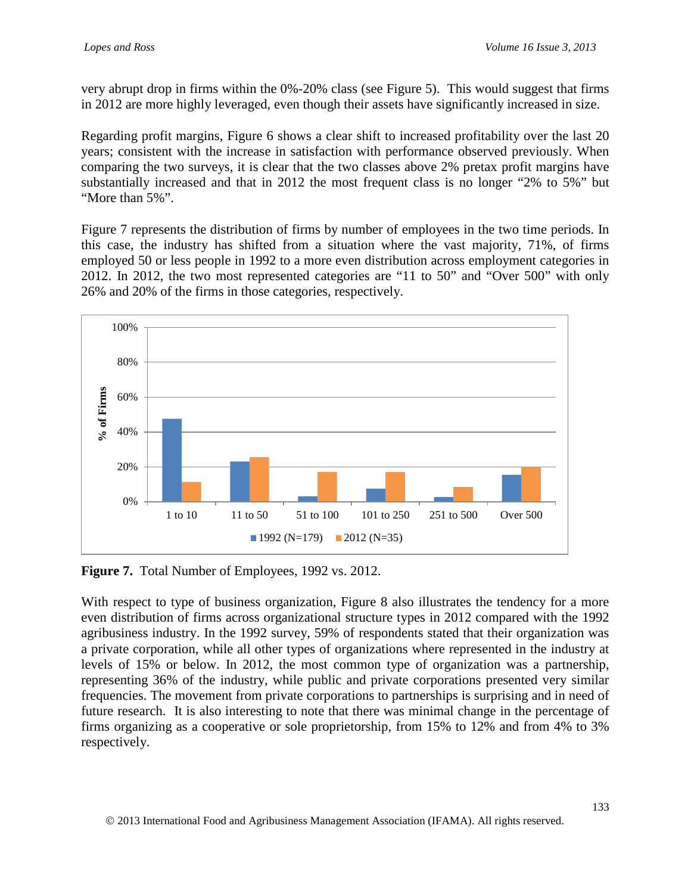very abrupt drop in firms within the 0%-20% class (see Figure 5). This would suggest that firms in 2012 are more highly leveraged, even though their assets have significantly increased in size.

Regarding profit margins, Figure 6 shows a clear shift to increased profitability over the last 20 years; consistent with the increase in satisfaction with performance observed previously. When comparing the two surveys, it is clear that the two classes above 2% pretax profit margins have substantially increased and that in 2012 the most frequent class is no longer "2% to 5%" but "More than 5%".

Figure 7 represents the distribution of firms by number of employees in the two time periods. In this case, the industry has shifted from a situation where the vast majority, 71%, of firms employed 50 or less people in 1992 to a more even distribution across employment categories in 2012. In 2012, the two most represented categories are "11 to 50" and "Over 500" with only 26% and 20% of the firms in those categories, respectively.

**Figure 7.** Total Number of Employees, 1992 vs. 2012.

With respect to type of business organization, Figure 8 also illustrates the tendency for a more even distribution of firms across organizational structure types in 2012 compared with the 1992 agribusiness industry. In the 1992 survey, 59% of respondents stated that their organization was a private corporation, while all other types of organizations where represented in the industry at levels of 15% or below. In 2012, the most common type of organization was a partnership, representing 36% of the industry, while public and private corporations presented very similar frequencies. The movement from private corporations to partnerships is surprising and in need of future research. It is also interesting to note that there was minimal change in the percentage of firms organizing as a cooperative or sole proprietorship, from 15% to 12% and from 4% to 3% respectively.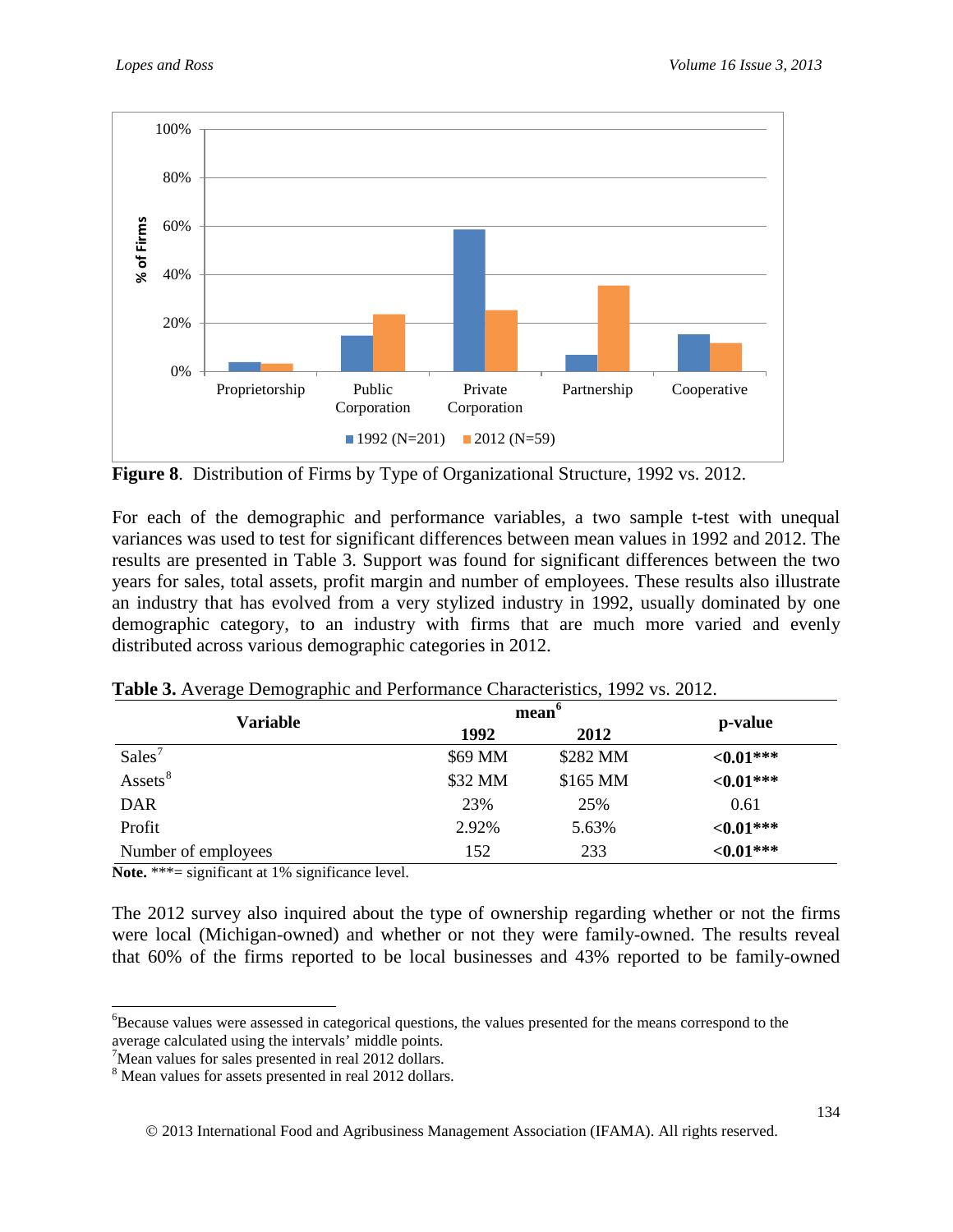**Figure 8**. Distribution of Firms by Type of Organizational Structure, 1992 vs. 2012.

For each of the demographic and performance variables, a two sample t-test with unequal variances was used to test for significant differences between mean values in 1992 and 2012. The results are presented in Table 3. Support was found for significant differences between the two years for sales, total assets, profit margin and number of employees. These results also illustrate an industry that has evolved from a very stylized industry in 1992, usually dominated by one demographic category, to an industry with firms that are much more varied and evenly distributed across various demographic categories in 2012.

**Table 3.** Average Demographic and Performance Characteristics, 1992 vs. 2012.

| Variable | mean[6] | | p-value |
|---|---|---|---|
| | 1992 | 2012 | |
| Sales[7] | $69 MM | $282 MM | **<0.01*****|
| Assets[8] | $32 MM | $165 MM | **<0.01*****|
| DAR | 23% | 25% | 0.61 |
| Profit | 2.92% | 5.63% | **<0.01*****|
| Number of employees | 152 | 233 | **<0.01*****|

**Note.** ***= significant at 1% significance level.

The 2012 survey also inquired about the type of ownership regarding whether or not the firms were local (Michigan-owned) and whether or not they were family-owned. The results reveal that 60% of the firms reported to be local businesses and 43% reported to be family-owned

[6]Because values were assessed in categorical questions, the values presented for the means correspond to the average calculated using the intervals' middle points.

[7]Mean values for sales presented in real 2012 dollars.

[8] Mean values for assets presented in real 2012 dollars.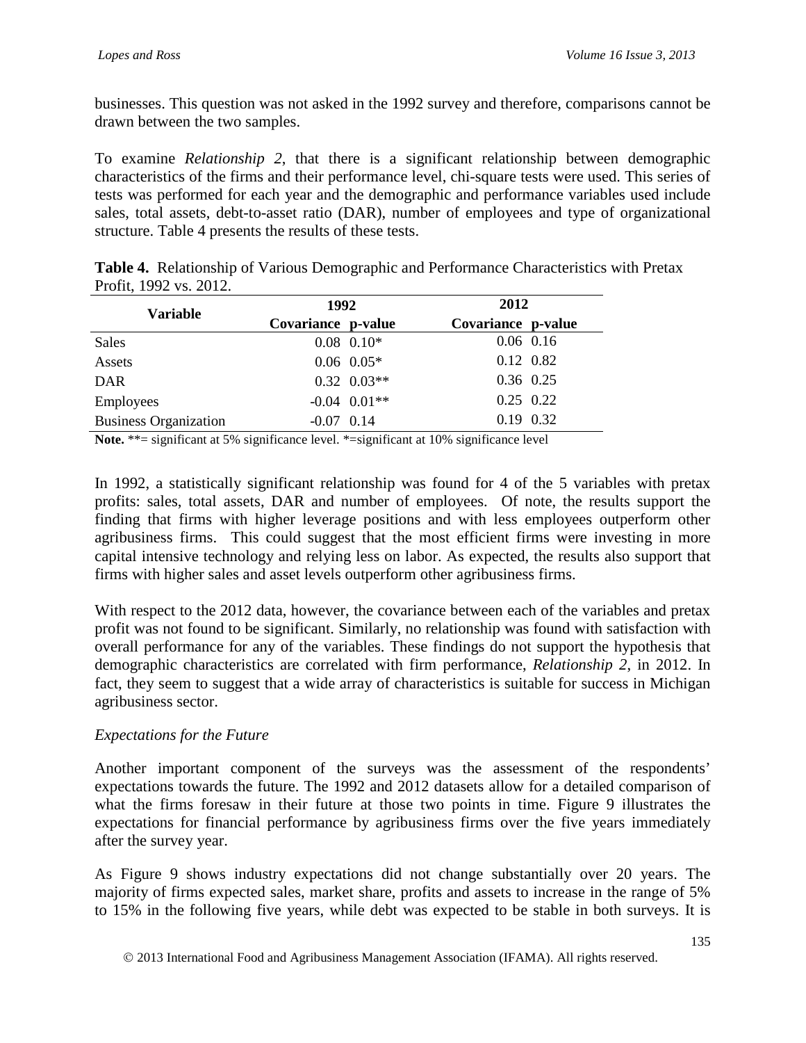businesses. This question was not asked in the 1992 survey and therefore, comparisons cannot be drawn between the two samples.

To examine *Relationship 2*, that there is a significant relationship between demographic characteristics of the firms and their performance level, chi-square tests were used. This series of tests was performed for each year and the demographic and performance variables used include sales, total assets, debt-to-asset ratio (DAR), number of employees and type of organizational structure. Table 4 presents the results of these tests.

**Table 4.** Relationship of Various Demographic and Performance Characteristics with Pretax Profit, 1992 vs. 2012.

| Variable | 1992 | | 2012 | |
|---|---|---|---|---|
| | Covariance | p-value | Covariance | p-value |
| Sales | 0.08 | 0.10* | 0.06 | 0.16 |
| Assets | 0.06 | 0.05* | 0.12 | 0.82 |
| DAR | 0.32 | 0.03** | 0.36 | 0.25 |
| Employees | -0.04 | 0.01** | 0.25 | 0.22 |
| Business Organization | -0.07 | 0.14 | 0.19 | 0.32 |

**Note.** **= significant at 5% significance level. *=significant at 10% significance level

In 1992, a statistically significant relationship was found for 4 of the 5 variables with pretax profits: sales, total assets, DAR and number of employees. Of note, the results support the finding that firms with higher leverage positions and with less employees outperform other agribusiness firms. This could suggest that the most efficient firms were investing in more capital intensive technology and relying less on labor. As expected, the results also support that firms with higher sales and asset levels outperform other agribusiness firms.

With respect to the 2012 data, however, the covariance between each of the variables and pretax profit was not found to be significant. Similarly, no relationship was found with satisfaction with overall performance for any of the variables. These findings do not support the hypothesis that demographic characteristics are correlated with firm performance, *Relationship 2*, in 2012. In fact, they seem to suggest that a wide array of characteristics is suitable for success in Michigan agribusiness sector.

*Expectations for the Future*

Another important component of the surveys was the assessment of the respondents' expectations towards the future. The 1992 and 2012 datasets allow for a detailed comparison of what the firms foresaw in their future at those two points in time. Figure 9 illustrates the expectations for financial performance by agribusiness firms over the five years immediately after the survey year.

As Figure 9 shows industry expectations did not change substantially over 20 years. The majority of firms expected sales, market share, profits and assets to increase in the range of 5% to 15% in the following five years, while debt was expected to be stable in both surveys. It is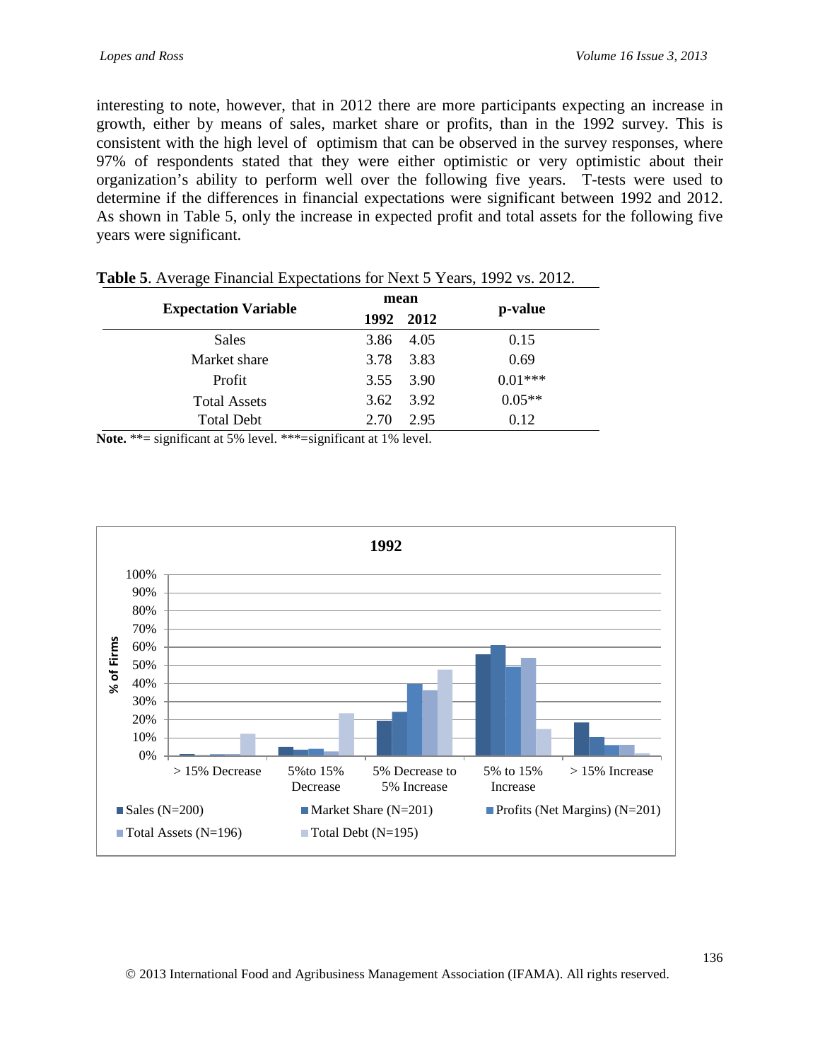interesting to note, however, that in 2012 there are more participants expecting an increase in growth, either by means of sales, market share or profits, than in the 1992 survey. This is consistent with the high level of optimism that can be observed in the survey responses, where 97% of respondents stated that they were either optimistic or very optimistic about their organization's ability to perform well over the following five years. T-tests were used to determine if the differences in financial expectations were significant between 1992 and 2012. As shown in Table 5, only the increase in expected profit and total assets for the following five years were significant.

**Table 5**. Average Financial Expectations for Next 5 Years, 1992 vs. 2012.

| Expectation Variable | mean | | p-value |
|---|---|---|---|
| | 1992 | 2012 | |
| Sales | 3.86 | 4.05 | 0.15 |
| Market share | 3.78 | 3.83 | 0.69 |
| Profit | 3.55 | 3.90 | 0.01*** |
| Total Assets | 3.62 | 3.92 | 0.05** |
| Total Debt | 2.70 | 2.95 | 0.12 |

**Note.** **= significant at 5% level. ***=significant at 1% level.

1992

| % of Firms | > 15% Decrease | 5% to 15% Decrease | 5% Decrease to 5% Increase | 5% to 15% Increase | > 15% Increase |
|---|---|---|---|---|---|

Sales (N=200) · Market Share (N=201) · Profits (Net Margins) (N=201) · Total Assets (N=196) · Total Debt (N=195)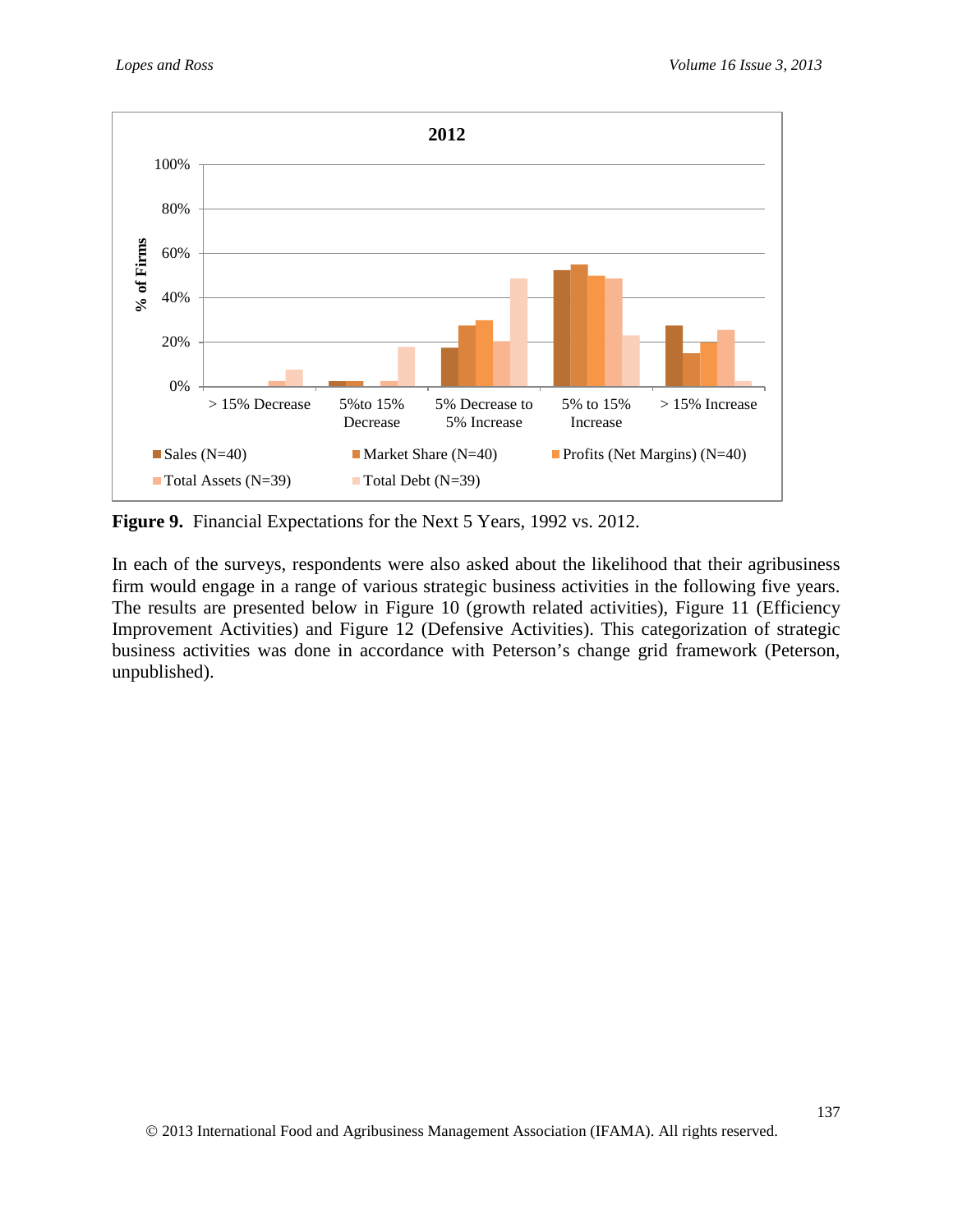**Figure 9.** Financial Expectations for the Next 5 Years, 1992 vs. 2012.

In each of the surveys, respondents were also asked about the likelihood that their agribusiness firm would engage in a range of various strategic business activities in the following five years. The results are presented below in Figure 10 (growth related activities), Figure 11 (Efficiency Improvement Activities) and Figure 12 (Defensive Activities). This categorization of strategic business activities was done in accordance with Peterson's change grid framework (Peterson, unpublished).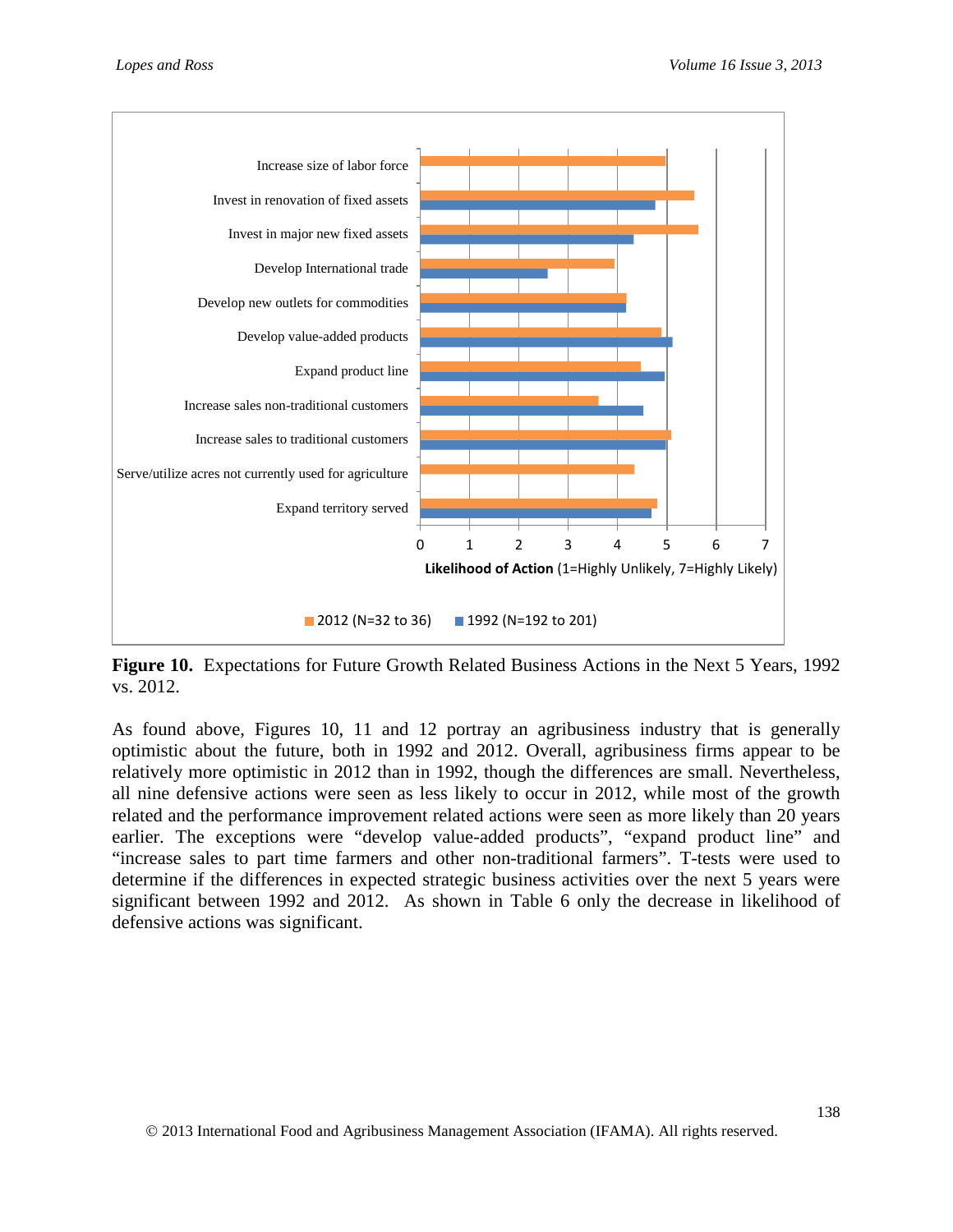**Figure 10.** Expectations for Future Growth Related Business Actions in the Next 5 Years, 1992 vs. 2012.

As found above, Figures 10, 11 and 12 portray an agribusiness industry that is generally optimistic about the future, both in 1992 and 2012. Overall, agribusiness firms appear to be relatively more optimistic in 2012 than in 1992, though the differences are small. Nevertheless, all nine defensive actions were seen as less likely to occur in 2012, while most of the growth related and the performance improvement related actions were seen as more likely than 20 years earlier. The exceptions were "develop value-added products", "expand product line" and "increase sales to part time farmers and other non-traditional farmers". T-tests were used to determine if the differences in expected strategic business activities over the next 5 years were significant between 1992 and 2012. As shown in Table 6 only the decrease in likelihood of defensive actions was significant.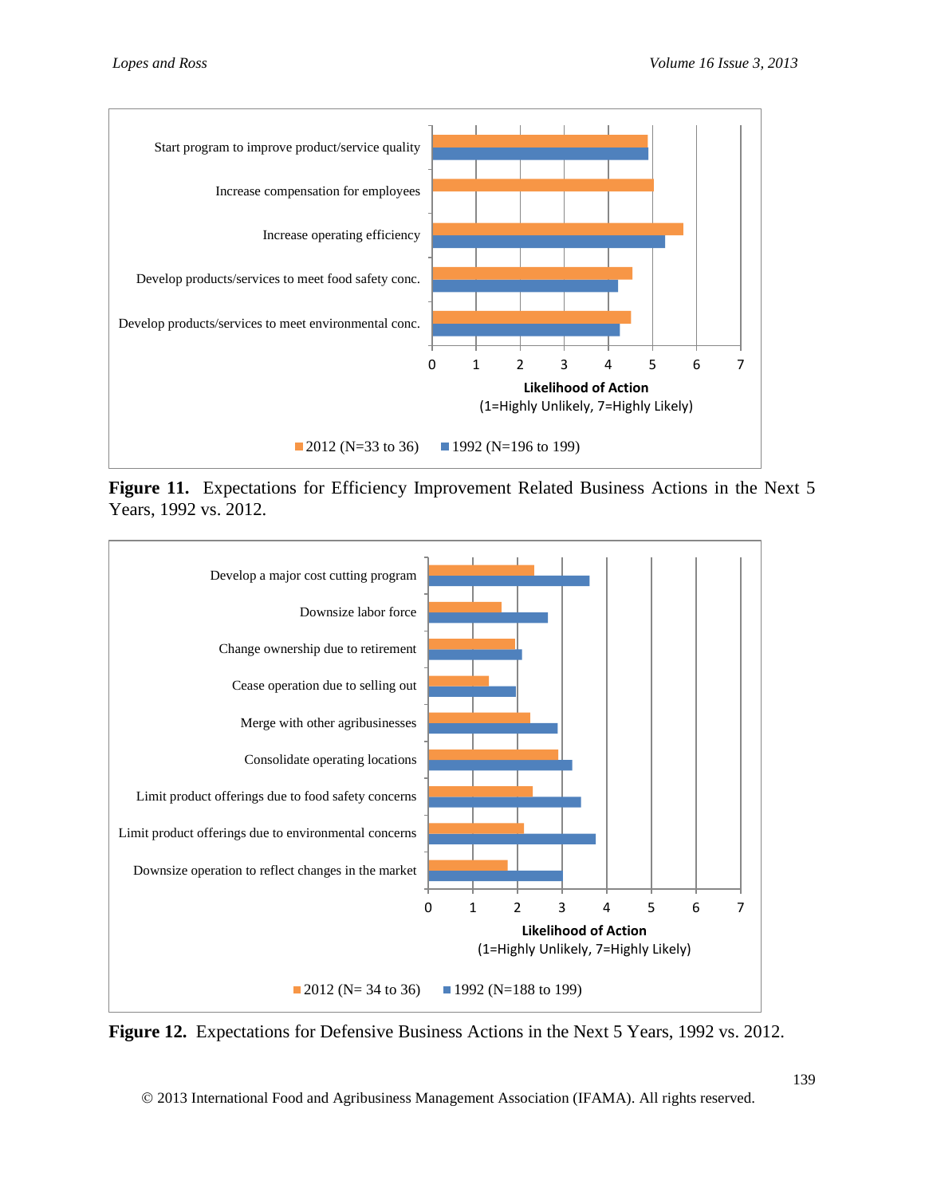**Figure 11.** Expectations for Efficiency Improvement Related Business Actions in the Next 5 Years, 1992 vs. 2012.

**Figure 12.** Expectations for Defensive Business Actions in the Next 5 Years, 1992 vs. 2012.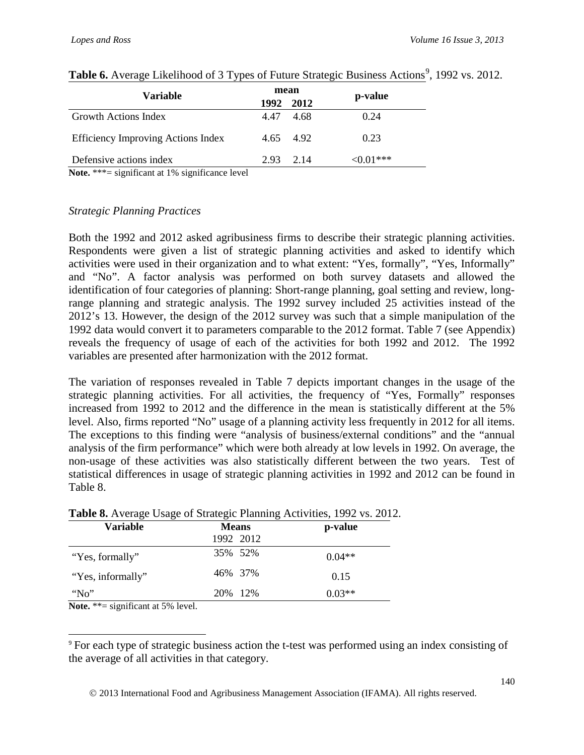**Table 6.** Average Likelihood of 3 Types of Future Strategic Business Actions[9], 1992 vs. 2012.

| Variable | mean | | p-value |
|---|---|---|---|
| | 1992 | 2012 | |
| Growth Actions Index | 4.47 | 4.68 | 0.24 |
| Efficiency Improving Actions Index | 4.65 | 4.92 | 0.23 |
| Defensive actions index | 2.93 | 2.14 | <0.01*** |

**Note.** ***= significant at 1% significance level

*Strategic Planning Practices*

Both the 1992 and 2012 asked agribusiness firms to describe their strategic planning activities. Respondents were given a list of strategic planning activities and asked to identify which activities were used in their organization and to what extent: "Yes, formally", "Yes, Informally" and "No". A factor analysis was performed on both survey datasets and allowed the identification of four categories of planning: Short-range planning, goal setting and review, long-range planning and strategic analysis. The 1992 survey included 25 activities instead of the 2012's 13. However, the design of the 2012 survey was such that a simple manipulation of the 1992 data would convert it to parameters comparable to the 2012 format. Table 7 (see Appendix) reveals the frequency of usage of each of the activities for both 1992 and 2012. The 1992 variables are presented after harmonization with the 2012 format.

The variation of responses revealed in Table 7 depicts important changes in the usage of the strategic planning activities. For all activities, the frequency of "Yes, Formally" responses increased from 1992 to 2012 and the difference in the mean is statistically different at the 5% level. Also, firms reported "No" usage of a planning activity less frequently in 2012 for all items. The exceptions to this finding were "analysis of business/external conditions" and the "annual analysis of the firm performance" which were both already at low levels in 1992. On average, the non-usage of these activities was also statistically different between the two years. Test of statistical differences in usage of strategic planning activities in 1992 and 2012 can be found in Table 8.

**Table 8.** Average Usage of Strategic Planning Activities, 1992 vs. 2012.

| Variable | Means | | p-value |
|---|---|---|---|
| | 1992 | 2012 | |
| "Yes, formally" | 35% | 52% | 0.04** |
| "Yes, informally" | 46% | 37% | 0.15 |
| "No" | 20% | 12% | 0.03** |

**Note.** **= significant at 5% level.

[9] For each type of strategic business action the t-test was performed using an index consisting of the average of all activities in that category.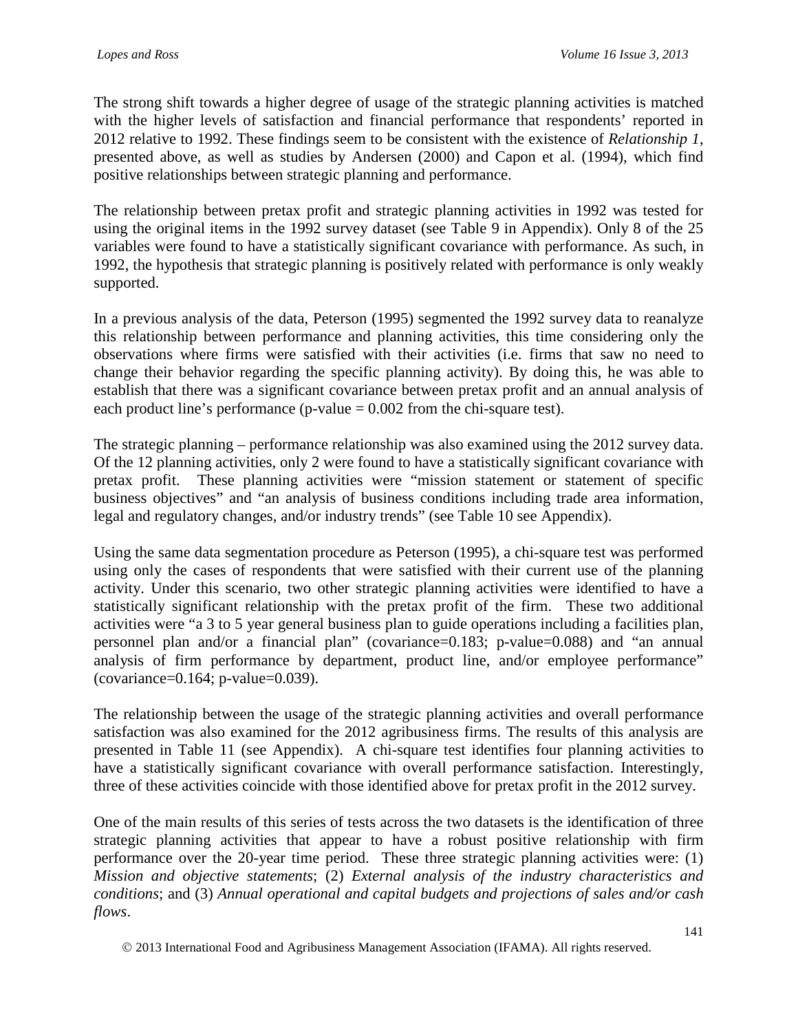The strong shift towards a higher degree of usage of the strategic planning activities is matched with the higher levels of satisfaction and financial performance that respondents' reported in 2012 relative to 1992. These findings seem to be consistent with the existence of *Relationship 1*, presented above, as well as studies by Andersen (2000) and Capon et al. (1994), which find positive relationships between strategic planning and performance.

The relationship between pretax profit and strategic planning activities in 1992 was tested for using the original items in the 1992 survey dataset (see Table 9 in Appendix). Only 8 of the 25 variables were found to have a statistically significant covariance with performance. As such, in 1992, the hypothesis that strategic planning is positively related with performance is only weakly supported.

In a previous analysis of the data, Peterson (1995) segmented the 1992 survey data to reanalyze this relationship between performance and planning activities, this time considering only the observations where firms were satisfied with their activities (i.e. firms that saw no need to change their behavior regarding the specific planning activity). By doing this, he was able to establish that there was a significant covariance between pretax profit and an annual analysis of each product line's performance (p-value = 0.002 from the chi-square test).

The strategic planning – performance relationship was also examined using the 2012 survey data. Of the 12 planning activities, only 2 were found to have a statistically significant covariance with pretax profit. These planning activities were "mission statement or statement of specific business objectives" and "an analysis of business conditions including trade area information, legal and regulatory changes, and/or industry trends" (see Table 10 see Appendix).

Using the same data segmentation procedure as Peterson (1995), a chi-square test was performed using only the cases of respondents that were satisfied with their current use of the planning activity. Under this scenario, two other strategic planning activities were identified to have a statistically significant relationship with the pretax profit of the firm. These two additional activities were "a 3 to 5 year general business plan to guide operations including a facilities plan, personnel plan and/or a financial plan" (covariance=0.183; p-value=0.088) and "an annual analysis of firm performance by department, product line, and/or employee performance" (covariance=0.164; p-value=0.039).

The relationship between the usage of the strategic planning activities and overall performance satisfaction was also examined for the 2012 agribusiness firms. The results of this analysis are presented in Table 11 (see Appendix). A chi-square test identifies four planning activities to have a statistically significant covariance with overall performance satisfaction. Interestingly, three of these activities coincide with those identified above for pretax profit in the 2012 survey.

One of the main results of this series of tests across the two datasets is the identification of three strategic planning activities that appear to have a robust positive relationship with firm performance over the 20-year time period. These three strategic planning activities were: (1) *Mission and objective statements*; (2) *External analysis of the industry characteristics and conditions*; and (3) *Annual operational and capital budgets and projections of sales and/or cash flows*.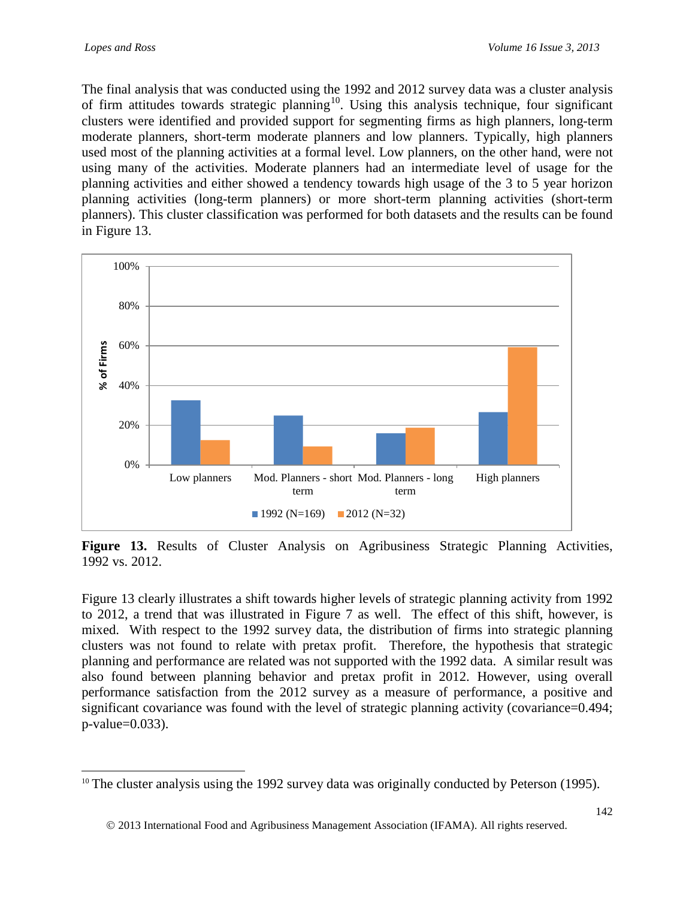The final analysis that was conducted using the 1992 and 2012 survey data was a cluster analysis of firm attitudes towards strategic planning[10]. Using this analysis technique, four significant clusters were identified and provided support for segmenting firms as high planners, long-term moderate planners, short-term moderate planners and low planners. Typically, high planners used most of the planning activities at a formal level. Low planners, on the other hand, were not using many of the activities. Moderate planners had an intermediate level of usage for the planning activities and either showed a tendency towards high usage of the 3 to 5 year horizon planning activities (long-term planners) or more short-term planning activities (short-term planners). This cluster classification was performed for both datasets and the results can be found in Figure 13.

**Figure 13.** Results of Cluster Analysis on Agribusiness Strategic Planning Activities, 1992 vs. 2012.

Figure 13 clearly illustrates a shift towards higher levels of strategic planning activity from 1992 to 2012, a trend that was illustrated in Figure 7 as well. The effect of this shift, however, is mixed. With respect to the 1992 survey data, the distribution of firms into strategic planning clusters was not found to relate with pretax profit. Therefore, the hypothesis that strategic planning and performance are related was not supported with the 1992 data. A similar result was also found between planning behavior and pretax profit in 2012. However, using overall performance satisfaction from the 2012 survey as a measure of performance, a positive and significant covariance was found with the level of strategic planning activity (covariance=0.494; p-value=0.033).

[10] The cluster analysis using the 1992 survey data was originally conducted by Peterson (1995).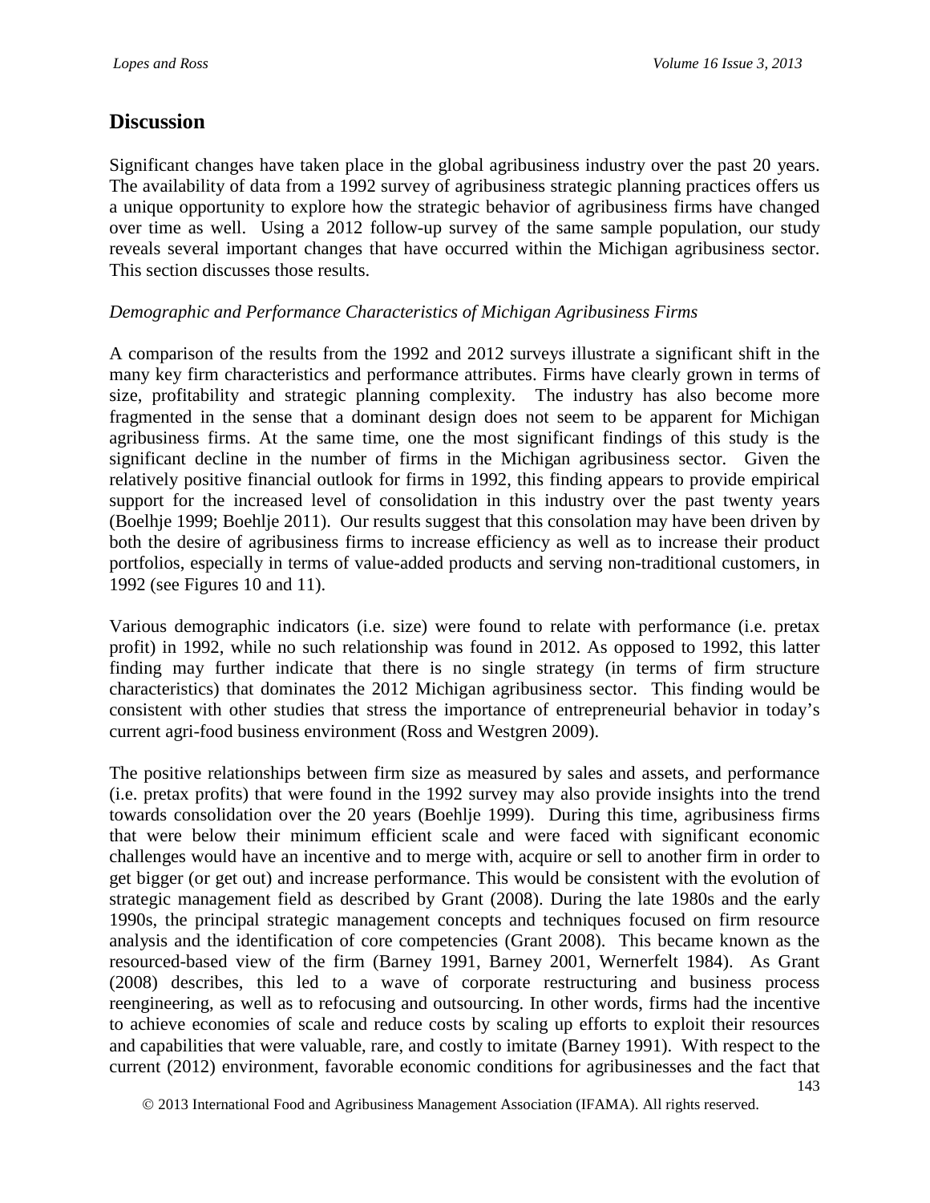## Discussion

Significant changes have taken place in the global agribusiness industry over the past 20 years. The availability of data from a 1992 survey of agribusiness strategic planning practices offers us a unique opportunity to explore how the strategic behavior of agribusiness firms have changed over time as well. Using a 2012 follow-up survey of the same sample population, our study reveals several important changes that have occurred within the Michigan agribusiness sector. This section discusses those results.

*Demographic and Performance Characteristics of Michigan Agribusiness Firms*

A comparison of the results from the 1992 and 2012 surveys illustrate a significant shift in the many key firm characteristics and performance attributes. Firms have clearly grown in terms of size, profitability and strategic planning complexity. The industry has also become more fragmented in the sense that a dominant design does not seem to be apparent for Michigan agribusiness firms. At the same time, one the most significant findings of this study is the significant decline in the number of firms in the Michigan agribusiness sector. Given the relatively positive financial outlook for firms in 1992, this finding appears to provide empirical support for the increased level of consolidation in this industry over the past twenty years (Boelhje 1999; Boehlje 2011). Our results suggest that this consolation may have been driven by both the desire of agribusiness firms to increase efficiency as well as to increase their product portfolios, especially in terms of value-added products and serving non-traditional customers, in 1992 (see Figures 10 and 11).

Various demographic indicators (i.e. size) were found to relate with performance (i.e. pretax profit) in 1992, while no such relationship was found in 2012. As opposed to 1992, this latter finding may further indicate that there is no single strategy (in terms of firm structure characteristics) that dominates the 2012 Michigan agribusiness sector. This finding would be consistent with other studies that stress the importance of entrepreneurial behavior in today's current agri-food business environment (Ross and Westgren 2009).

The positive relationships between firm size as measured by sales and assets, and performance (i.e. pretax profits) that were found in the 1992 survey may also provide insights into the trend towards consolidation over the 20 years (Boehlje 1999). During this time, agribusiness firms that were below their minimum efficient scale and were faced with significant economic challenges would have an incentive and to merge with, acquire or sell to another firm in order to get bigger (or get out) and increase performance. This would be consistent with the evolution of strategic management field as described by Grant (2008). During the late 1980s and the early 1990s, the principal strategic management concepts and techniques focused on firm resource analysis and the identification of core competencies (Grant 2008). This became known as the resourced-based view of the firm (Barney 1991, Barney 2001, Wernerfelt 1984). As Grant (2008) describes, this led to a wave of corporate restructuring and business process reengineering, as well as to refocusing and outsourcing. In other words, firms had the incentive to achieve economies of scale and reduce costs by scaling up efforts to exploit their resources and capabilities that were valuable, rare, and costly to imitate (Barney 1991). With respect to the current (2012) environment, favorable economic conditions for agribusinesses and the fact that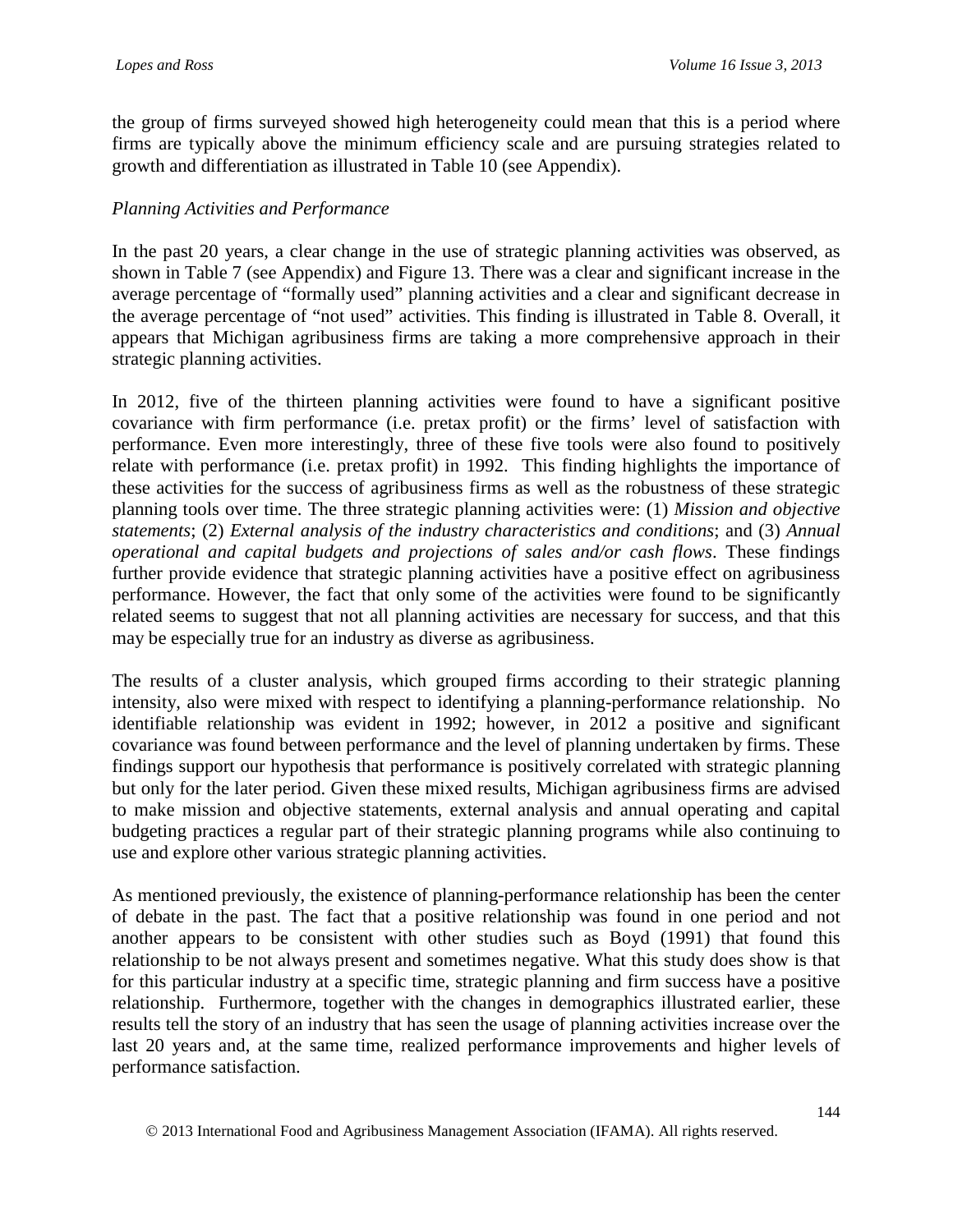the group of firms surveyed showed high heterogeneity could mean that this is a period where firms are typically above the minimum efficiency scale and are pursuing strategies related to growth and differentiation as illustrated in Table 10 (see Appendix).

*Planning Activities and Performance*

In the past 20 years, a clear change in the use of strategic planning activities was observed, as shown in Table 7 (see Appendix) and Figure 13. There was a clear and significant increase in the average percentage of "formally used" planning activities and a clear and significant decrease in the average percentage of "not used" activities. This finding is illustrated in Table 8. Overall, it appears that Michigan agribusiness firms are taking a more comprehensive approach in their strategic planning activities.

In 2012, five of the thirteen planning activities were found to have a significant positive covariance with firm performance (i.e. pretax profit) or the firms' level of satisfaction with performance. Even more interestingly, three of these five tools were also found to positively relate with performance (i.e. pretax profit) in 1992. This finding highlights the importance of these activities for the success of agribusiness firms as well as the robustness of these strategic planning tools over time. The three strategic planning activities were: (1) *Mission and objective statements*; (2) *External analysis of the industry characteristics and conditions*; and (3) *Annual operational and capital budgets and projections of sales and/or cash flows*. These findings further provide evidence that strategic planning activities have a positive effect on agribusiness performance. However, the fact that only some of the activities were found to be significantly related seems to suggest that not all planning activities are necessary for success, and that this may be especially true for an industry as diverse as agribusiness.

The results of a cluster analysis, which grouped firms according to their strategic planning intensity, also were mixed with respect to identifying a planning-performance relationship. No identifiable relationship was evident in 1992; however, in 2012 a positive and significant covariance was found between performance and the level of planning undertaken by firms. These findings support our hypothesis that performance is positively correlated with strategic planning but only for the later period. Given these mixed results, Michigan agribusiness firms are advised to make mission and objective statements, external analysis and annual operating and capital budgeting practices a regular part of their strategic planning programs while also continuing to use and explore other various strategic planning activities.

As mentioned previously, the existence of planning-performance relationship has been the center of debate in the past. The fact that a positive relationship was found in one period and not another appears to be consistent with other studies such as Boyd (1991) that found this relationship to be not always present and sometimes negative. What this study does show is that for this particular industry at a specific time, strategic planning and firm success have a positive relationship. Furthermore, together with the changes in demographics illustrated earlier, these results tell the story of an industry that has seen the usage of planning activities increase over the last 20 years and, at the same time, realized performance improvements and higher levels of performance satisfaction.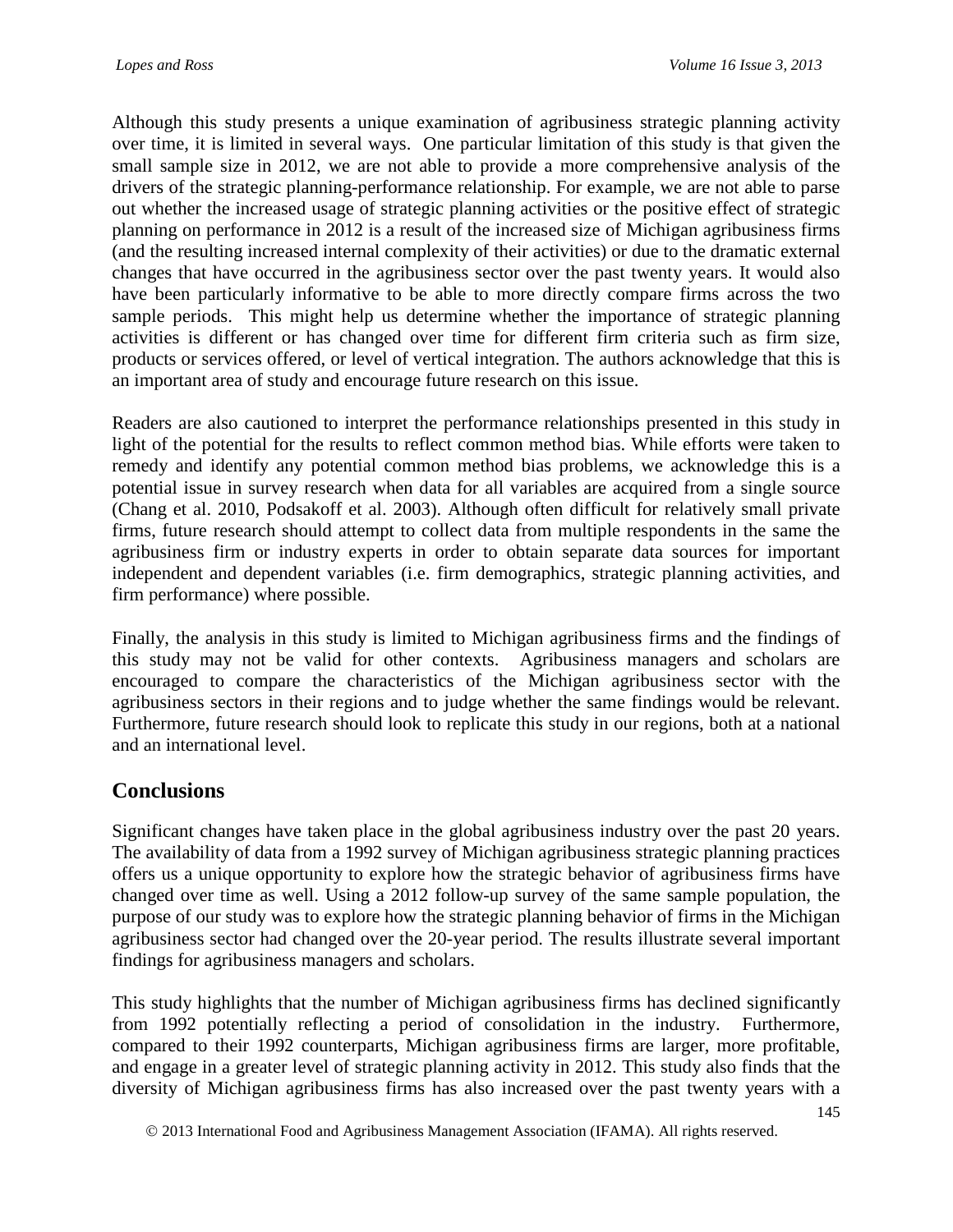Although this study presents a unique examination of agribusiness strategic planning activity over time, it is limited in several ways. One particular limitation of this study is that given the small sample size in 2012, we are not able to provide a more comprehensive analysis of the drivers of the strategic planning-performance relationship. For example, we are not able to parse out whether the increased usage of strategic planning activities or the positive effect of strategic planning on performance in 2012 is a result of the increased size of Michigan agribusiness firms (and the resulting increased internal complexity of their activities) or due to the dramatic external changes that have occurred in the agribusiness sector over the past twenty years. It would also have been particularly informative to be able to more directly compare firms across the two sample periods. This might help us determine whether the importance of strategic planning activities is different or has changed over time for different firm criteria such as firm size, products or services offered, or level of vertical integration. The authors acknowledge that this is an important area of study and encourage future research on this issue.

Readers are also cautioned to interpret the performance relationships presented in this study in light of the potential for the results to reflect common method bias. While efforts were taken to remedy and identify any potential common method bias problems, we acknowledge this is a potential issue in survey research when data for all variables are acquired from a single source (Chang et al. 2010, Podsakoff et al. 2003). Although often difficult for relatively small private firms, future research should attempt to collect data from multiple respondents in the same the agribusiness firm or industry experts in order to obtain separate data sources for important independent and dependent variables (i.e. firm demographics, strategic planning activities, and firm performance) where possible.

Finally, the analysis in this study is limited to Michigan agribusiness firms and the findings of this study may not be valid for other contexts. Agribusiness managers and scholars are encouraged to compare the characteristics of the Michigan agribusiness sector with the agribusiness sectors in their regions and to judge whether the same findings would be relevant. Furthermore, future research should look to replicate this study in our regions, both at a national and an international level.

## Conclusions

Significant changes have taken place in the global agribusiness industry over the past 20 years. The availability of data from a 1992 survey of Michigan agribusiness strategic planning practices offers us a unique opportunity to explore how the strategic behavior of agribusiness firms have changed over time as well. Using a 2012 follow-up survey of the same sample population, the purpose of our study was to explore how the strategic planning behavior of firms in the Michigan agribusiness sector had changed over the 20-year period. The results illustrate several important findings for agribusiness managers and scholars.

This study highlights that the number of Michigan agribusiness firms has declined significantly from 1992 potentially reflecting a period of consolidation in the industry. Furthermore, compared to their 1992 counterparts, Michigan agribusiness firms are larger, more profitable, and engage in a greater level of strategic planning activity in 2012. This study also finds that the diversity of Michigan agribusiness firms has also increased over the past twenty years with a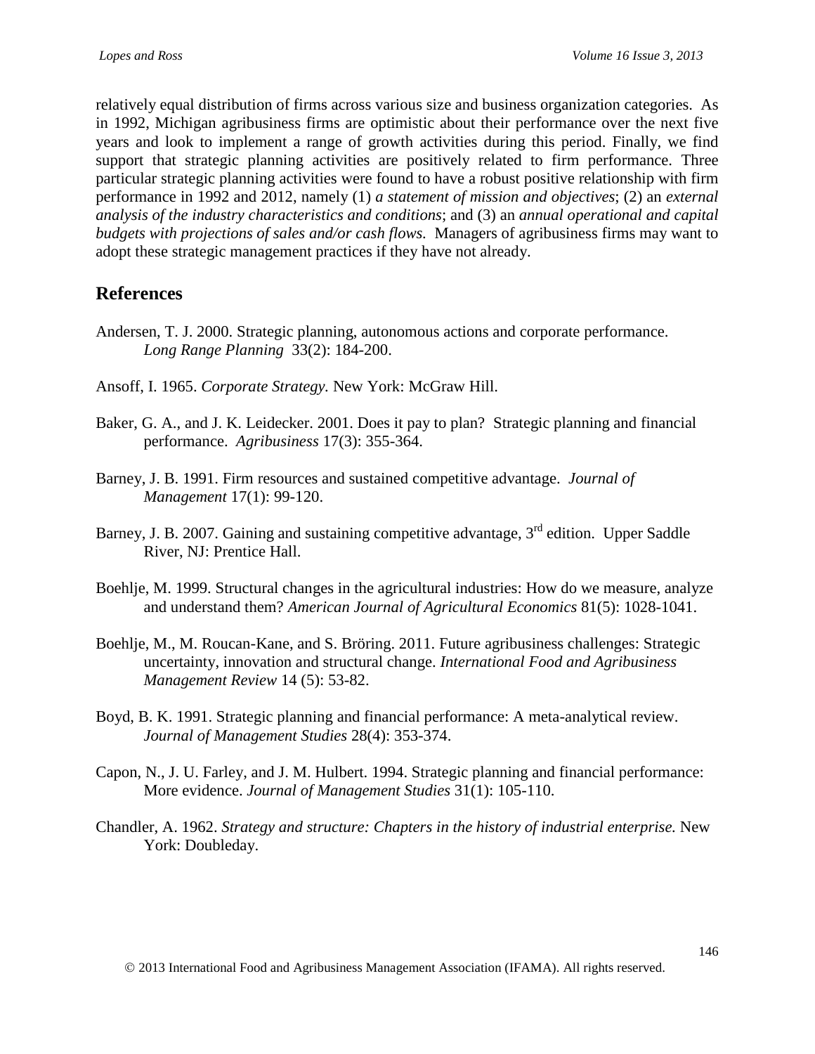relatively equal distribution of firms across various size and business organization categories. As in 1992, Michigan agribusiness firms are optimistic about their performance over the next five years and look to implement a range of growth activities during this period. Finally, we find support that strategic planning activities are positively related to firm performance. Three particular strategic planning activities were found to have a robust positive relationship with firm performance in 1992 and 2012, namely (1) *a statement of mission and objectives*; (2) an *external analysis of the industry characteristics and conditions*; and (3) an *annual operational and capital budgets with projections of sales and/or cash flows*. Managers of agribusiness firms may want to adopt these strategic management practices if they have not already.

## References

Andersen, T. J. 2000. Strategic planning, autonomous actions and corporate performance. *Long Range Planning* 33(2): 184-200.

Ansoff, I. 1965. *Corporate Strategy.* New York: McGraw Hill.

Baker, G. A., and J. K. Leidecker. 2001. Does it pay to plan? Strategic planning and financial performance. *Agribusiness* 17(3): 355-364.

Barney, J. B. 1991. Firm resources and sustained competitive advantage. *Journal of Management* 17(1): 99-120.

Barney, J. B. 2007. Gaining and sustaining competitive advantage, 3rd edition. Upper Saddle River, NJ: Prentice Hall.

Boehlje, M. 1999. Structural changes in the agricultural industries: How do we measure, analyze and understand them? *American Journal of Agricultural Economics* 81(5): 1028-1041.

Boehlje, M., M. Roucan-Kane, and S. Bröring. 2011. Future agribusiness challenges: Strategic uncertainty, innovation and structural change. *International Food and Agribusiness Management Review* 14 (5): 53-82.

Boyd, B. K. 1991. Strategic planning and financial performance: A meta-analytical review. *Journal of Management Studies* 28(4): 353-374.

Capon, N., J. U. Farley, and J. M. Hulbert. 1994. Strategic planning and financial performance: More evidence. *Journal of Management Studies* 31(1): 105-110.

Chandler, A. 1962. *Strategy and structure: Chapters in the history of industrial enterprise.* New York: Doubleday.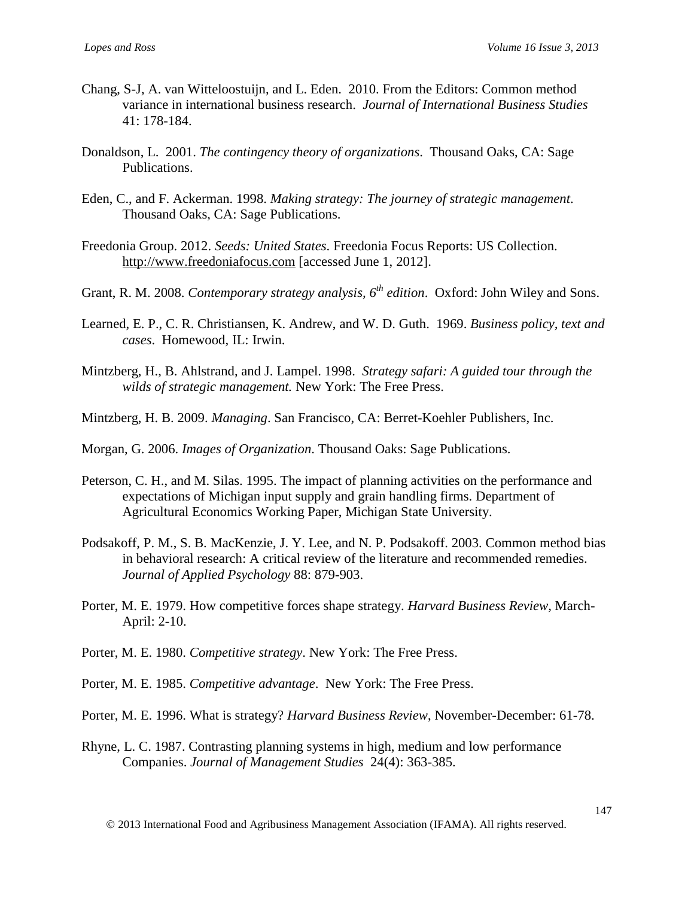Chang, S-J, A. van Witteloostuijn, and L. Eden. 2010. From the Editors: Common method variance in international business research. *Journal of International Business Studies* 41: 178-184.

Donaldson, L. 2001. *The contingency theory of organizations*. Thousand Oaks, CA: Sage Publications.

Eden, C., and F. Ackerman. 1998. *Making strategy: The journey of strategic management*. Thousand Oaks, CA: Sage Publications.

Freedonia Group. 2012. *Seeds: United States*. Freedonia Focus Reports: US Collection. http://www.freedoniafocus.com [accessed June 1, 2012].

Grant, R. M. 2008. *Contemporary strategy analysis, 6th edition*. Oxford: John Wiley and Sons.

Learned, E. P., C. R. Christiansen, K. Andrew, and W. D. Guth. 1969. *Business policy, text and cases*. Homewood, IL: Irwin.

Mintzberg, H., B. Ahlstrand, and J. Lampel. 1998. *Strategy safari: A guided tour through the wilds of strategic management.* New York: The Free Press.

Mintzberg, H. B. 2009. *Managing*. San Francisco, CA: Berret-Koehler Publishers, Inc.

Morgan, G. 2006. *Images of Organization*. Thousand Oaks: Sage Publications.

Peterson, C. H., and M. Silas. 1995. The impact of planning activities on the performance and expectations of Michigan input supply and grain handling firms. Department of Agricultural Economics Working Paper, Michigan State University.

Podsakoff, P. M., S. B. MacKenzie, J. Y. Lee, and N. P. Podsakoff. 2003. Common method bias in behavioral research: A critical review of the literature and recommended remedies. *Journal of Applied Psychology* 88: 879-903.

Porter, M. E. 1979. How competitive forces shape strategy. *Harvard Business Review*, March-April: 2-10.

Porter, M. E. 1980. *Competitive strategy*. New York: The Free Press.

Porter, M. E. 1985. *Competitive advantage*. New York: The Free Press.

Porter, M. E. 1996. What is strategy? *Harvard Business Review*, November-December: 61-78.

Rhyne, L. C. 1987. Contrasting planning systems in high, medium and low performance Companies. *Journal of Management Studies* 24(4): 363-385.

© 2013 International Food and Agribusiness Management Association (IFAMA). All rights reserved.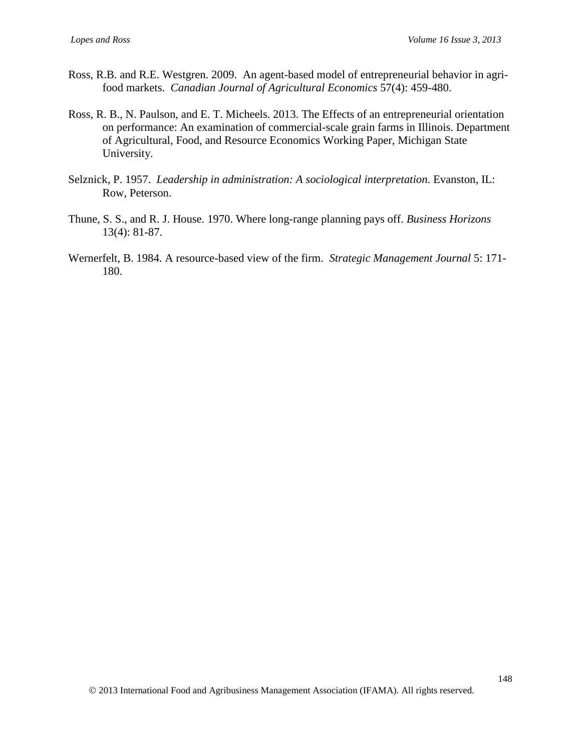Ross, R.B. and R.E. Westgren. 2009. An agent-based model of entrepreneurial behavior in agri-food markets. *Canadian Journal of Agricultural Economics* 57(4): 459-480.

Ross, R. B., N. Paulson, and E. T. Micheels. 2013. The Effects of an entrepreneurial orientation on performance: An examination of commercial-scale grain farms in Illinois. Department of Agricultural, Food, and Resource Economics Working Paper, Michigan State University.

Selznick, P. 1957. *Leadership in administration: A sociological interpretation*. Evanston, IL: Row, Peterson.

Thune, S. S., and R. J. House. 1970. Where long-range planning pays off. *Business Horizons* 13(4): 81-87.

Wernerfelt, B. 1984. A resource-based view of the firm. *Strategic Management Journal* 5: 171-180.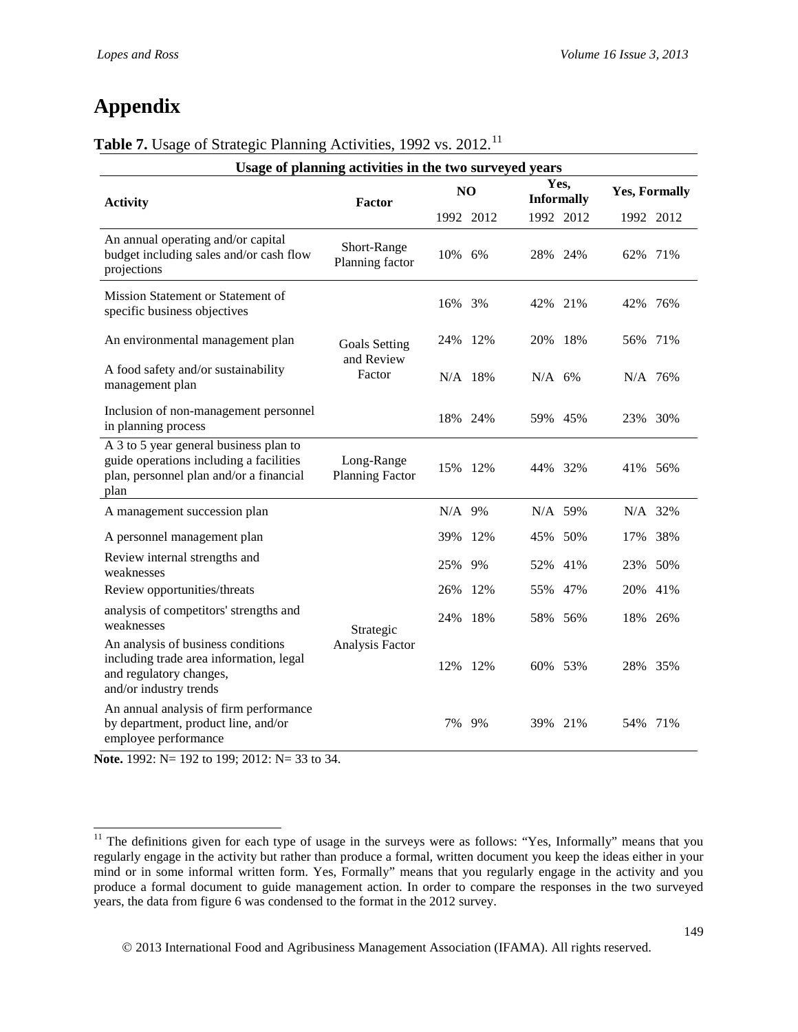# Appendix

**Table 7.** Usage of Strategic Planning Activities, 1992 vs. 2012.[11]

| Usage of planning activities in the two surveyed years | | | | | | | |
|---|---|---|---|---|---|---|---|
| **Activity** | **Factor** | **NO** | | **Yes, Informally** | | **Yes, Formally** | |
| | | 1992 | 2012 | 1992 | 2012 | 1992 | 2012 |
| An annual operating and/or capital budget including sales and/or cash flow projections | Short-Range Planning factor | 10% | 6% | 28% | 24% | 62% | 71% |
| Mission Statement or Statement of specific business objectives | Goals Setting and Review Factor | 16% | 3% | 42% | 21% | 42% | 76% |
| An environmental management plan | | 24% | 12% | 20% | 18% | 56% | 71% |
| A food safety and/or sustainability management plan | | N/A | 18% | N/A | 6% | N/A | 76% |
| Inclusion of non-management personnel in planning process | | 18% | 24% | 59% | 45% | 23% | 30% |
| A 3 to 5 year general business plan to guide operations including a facilities plan, personnel plan and/or a financial plan | Long-Range Planning Factor | 15% | 12% | 44% | 32% | 41% | 56% |
| A management succession plan | Strategic Analysis Factor | N/A | 9% | N/A | 59% | N/A | 32% |
| A personnel management plan | | 39% | 12% | 45% | 50% | 17% | 38% |
| Review internal strengths and weaknesses | | 25% | 9% | 52% | 41% | 23% | 50% |
| Review opportunities/threats | | 26% | 12% | 55% | 47% | 20% | 41% |
| analysis of competitors' strengths and weaknesses | | 24% | 18% | 58% | 56% | 18% | 26% |
| An analysis of business conditions including trade area information, legal and regulatory changes, and/or industry trends | | 12% | 12% | 60% | 53% | 28% | 35% |
| An annual analysis of firm performance by department, product line, and/or employee performance | | 7% | 9% | 39% | 21% | 54% | 71% |

**Note.** 1992: N= 192 to 199; 2012: N= 33 to 34.

[11] The definitions given for each type of usage in the surveys were as follows: "Yes, Informally" means that you regularly engage in the activity but rather than produce a formal, written document you keep the ideas either in your mind or in some informal written form. Yes, Formally" means that you regularly engage in the activity and you produce a formal document to guide management action. In order to compare the responses in the two surveyed years, the data from figure 6 was condensed to the format in the 2012 survey.

© 2013 International Food and Agribusiness Management Association (IFAMA). All rights reserved.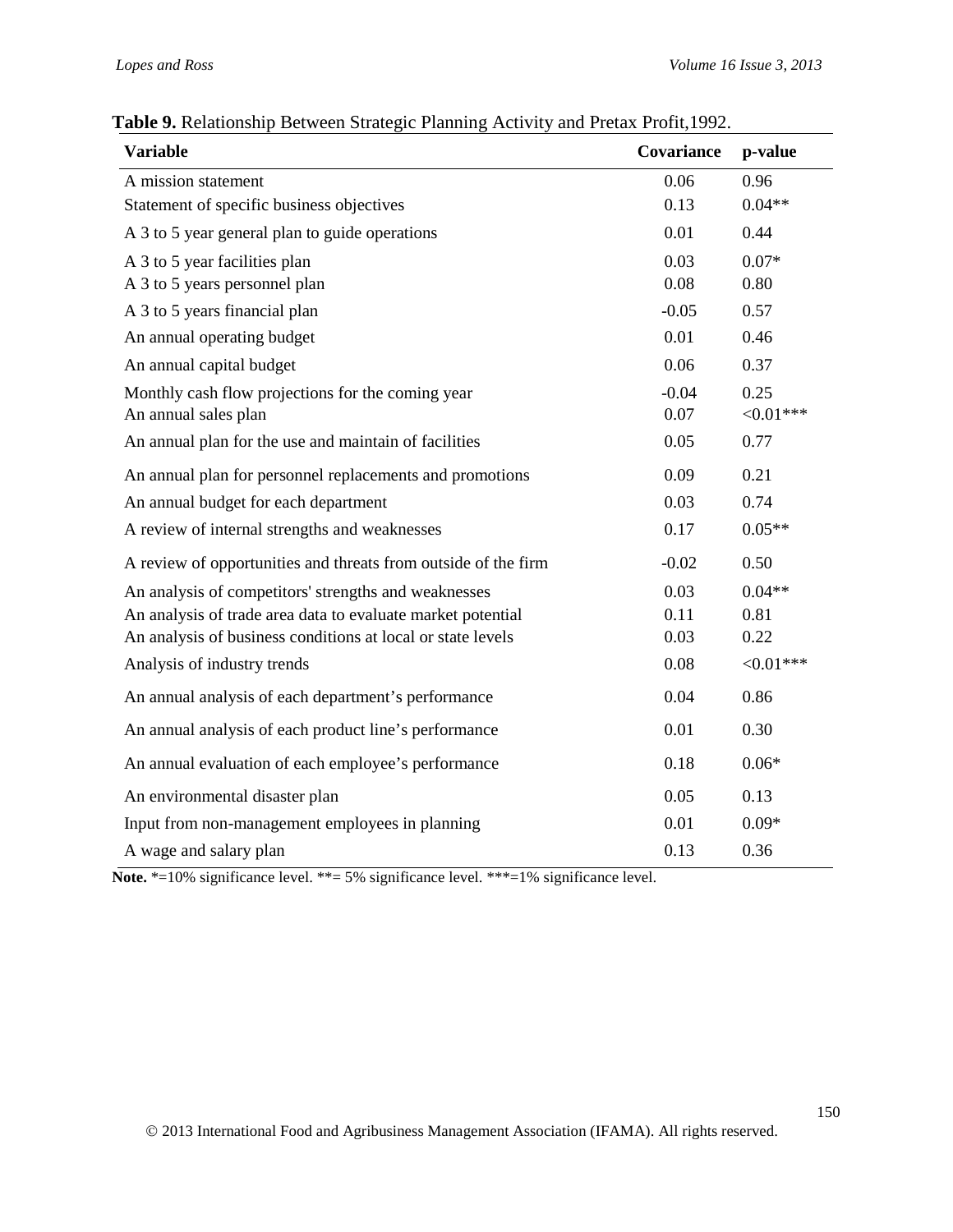**Table 9.** Relationship Between Strategic Planning Activity and Pretax Profit,1992.

| Variable | Covariance | p-value |
|---|---|---|
| A mission statement | 0.06 | 0.96 |
| Statement of specific business objectives | 0.13 | 0.04** |
| A 3 to 5 year general plan to guide operations | 0.01 | 0.44 |
| A 3 to 5 year facilities plan | 0.03 | 0.07* |
| A 3 to 5 years personnel plan | 0.08 | 0.80 |
| A 3 to 5 years financial plan | -0.05 | 0.57 |
| An annual operating budget | 0.01 | 0.46 |
| An annual capital budget | 0.06 | 0.37 |
| Monthly cash flow projections for the coming year | -0.04 | 0.25 |
| An annual sales plan | 0.07 | <0.01*** |
| An annual plan for the use and maintain of facilities | 0.05 | 0.77 |
| An annual plan for personnel replacements and promotions | 0.09 | 0.21 |
| An annual budget for each department | 0.03 | 0.74 |
| A review of internal strengths and weaknesses | 0.17 | 0.05** |
| A review of opportunities and threats from outside of the firm | -0.02 | 0.50 |
| An analysis of competitors' strengths and weaknesses | 0.03 | 0.04** |
| An analysis of trade area data to evaluate market potential | 0.11 | 0.81 |
| An analysis of business conditions at local or state levels | 0.03 | 0.22 |
| Analysis of industry trends | 0.08 | <0.01*** |
| An annual analysis of each department's performance | 0.04 | 0.86 |
| An annual analysis of each product line's performance | 0.01 | 0.30 |
| An annual evaluation of each employee's performance | 0.18 | 0.06* |
| An environmental disaster plan | 0.05 | 0.13 |
| Input from non-management employees in planning | 0.01 | 0.09* |
| A wage and salary plan | 0.13 | 0.36 |

**Note.** *=10% significance level. **= 5% significance level. ***=1% significance level.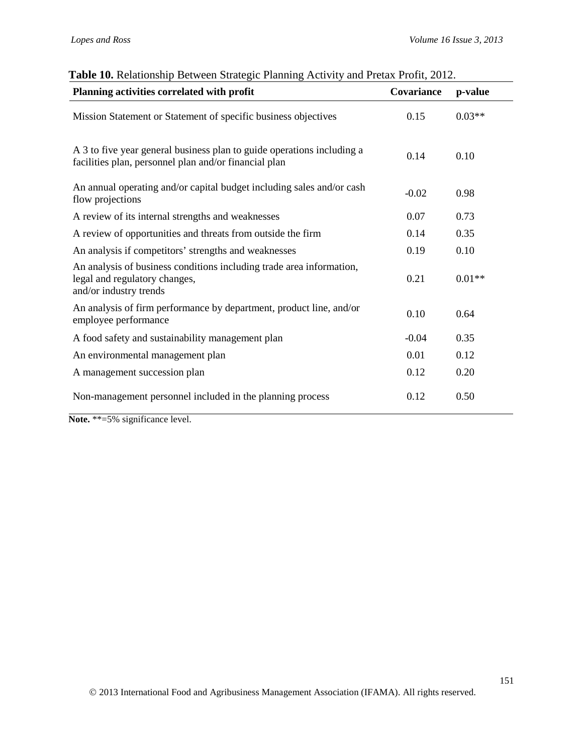**Table 10.** Relationship Between Strategic Planning Activity and Pretax Profit, 2012.

| Planning activities correlated with profit | Covariance | p-value |
|---|---|---|
| Mission Statement or Statement of specific business objectives | 0.15 | 0.03** |
| A 3 to five year general business plan to guide operations including a facilities plan, personnel plan and/or financial plan | 0.14 | 0.10 |
| An annual operating and/or capital budget including sales and/or cash flow projections | -0.02 | 0.98 |
| A review of its internal strengths and weaknesses | 0.07 | 0.73 |
| A review of opportunities and threats from outside the firm | 0.14 | 0.35 |
| An analysis if competitors' strengths and weaknesses | 0.19 | 0.10 |
| An analysis of business conditions including trade area information, legal and regulatory changes, and/or industry trends | 0.21 | 0.01** |
| An analysis of firm performance by department, product line, and/or employee performance | 0.10 | 0.64 |
| A food safety and sustainability management plan | -0.04 | 0.35 |
| An environmental management plan | 0.01 | 0.12 |
| A management succession plan | 0.12 | 0.20 |
| Non-management personnel included in the planning process | 0.12 | 0.50 |

**Note.** **=5% significance level.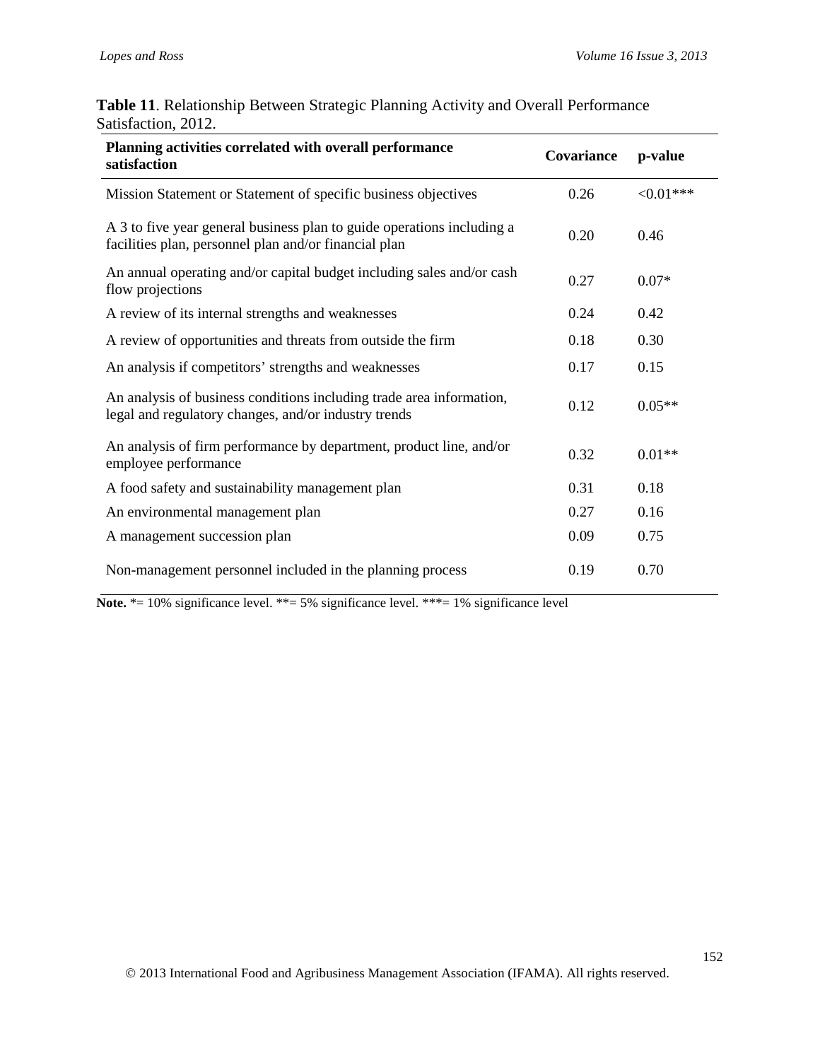**Table 11**. Relationship Between Strategic Planning Activity and Overall Performance Satisfaction, 2012.

| Planning activities correlated with overall performance satisfaction | Covariance | p-value |
|---|---|---|
| Mission Statement or Statement of specific business objectives | 0.26 | <0.01*** |
| A 3 to five year general business plan to guide operations including a facilities plan, personnel plan and/or financial plan | 0.20 | 0.46 |
| An annual operating and/or capital budget including sales and/or cash flow projections | 0.27 | 0.07* |
| A review of its internal strengths and weaknesses | 0.24 | 0.42 |
| A review of opportunities and threats from outside the firm | 0.18 | 0.30 |
| An analysis if competitors' strengths and weaknesses | 0.17 | 0.15 |
| An analysis of business conditions including trade area information, legal and regulatory changes, and/or industry trends | 0.12 | 0.05** |
| An analysis of firm performance by department, product line, and/or employee performance | 0.32 | 0.01** |
| A food safety and sustainability management plan | 0.31 | 0.18 |
| An environmental management plan | 0.27 | 0.16 |
| A management succession plan | 0.09 | 0.75 |
| Non-management personnel included in the planning process | 0.19 | 0.70 |

**Note.** *= 10% significance level. **= 5% significance level. ***= 1% significance level

© 2013 International Food and Agribusiness Management Association (IFAMA). All rights reserved.